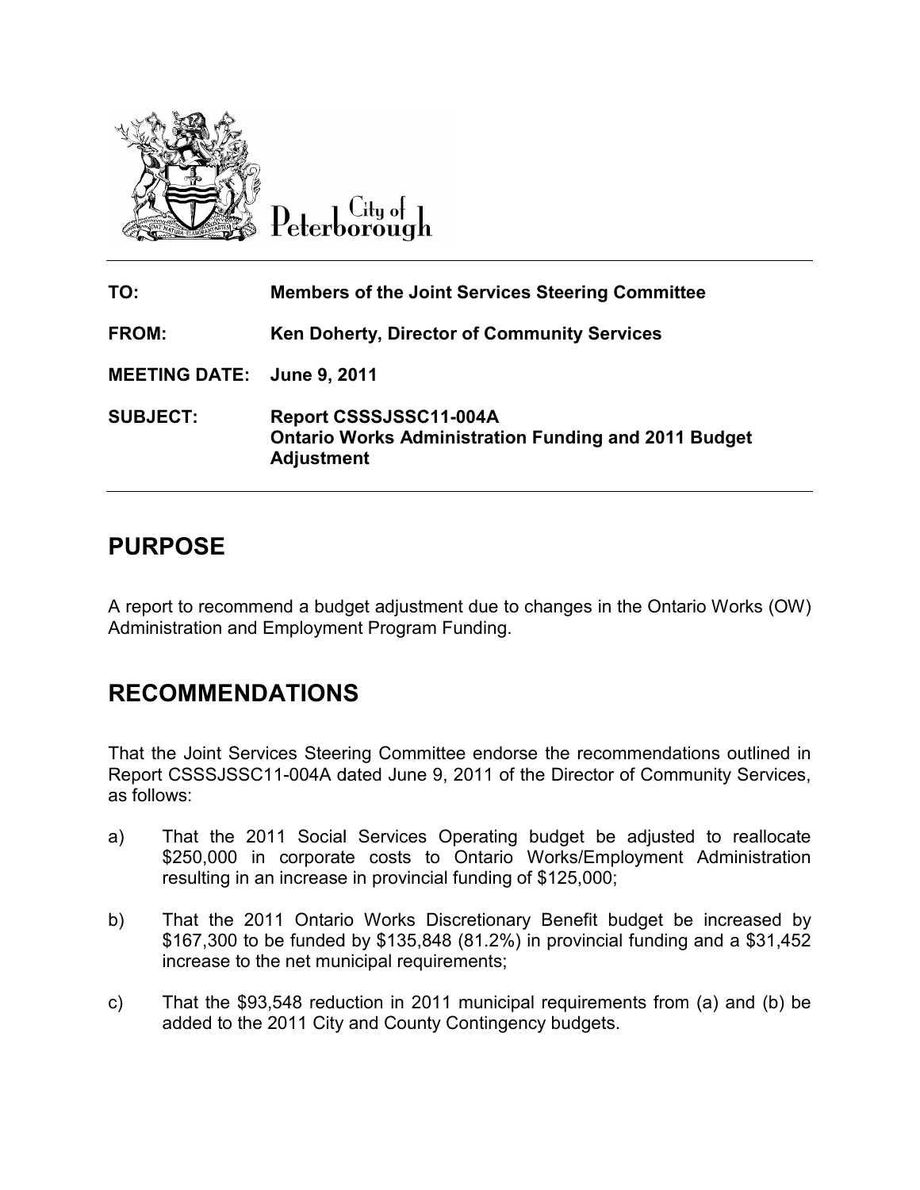City of Peterborough

| | |
|---|---|
| **TO:** | **Members of the Joint Services Steering Committee** |
| **FROM:** | **Ken Doherty, Director of Community Services** |
| **MEETING DATE:** | **June 9, 2011** |
| **SUBJECT:** | **Report CSSSJSSC11-004A**<br>**Ontario Works Administration Funding and 2011 Budget Adjustment** |

## PURPOSE

A report to recommend a budget adjustment due to changes in the Ontario Works (OW) Administration and Employment Program Funding.

## RECOMMENDATIONS

That the Joint Services Steering Committee endorse the recommendations outlined in Report CSSSJSSC11-004A dated June 9, 2011 of the Director of Community Services, as follows:

a) That the 2011 Social Services Operating budget be adjusted to reallocate $250,000 in corporate costs to Ontario Works/Employment Administration resulting in an increase in provincial funding of $125,000;

b) That the 2011 Ontario Works Discretionary Benefit budget be increased by $167,300 to be funded by $135,848 (81.2%) in provincial funding and a $31,452 increase to the net municipal requirements;

c) That the $93,548 reduction in 2011 municipal requirements from (a) and (b) be added to the 2011 City and County Contingency budgets.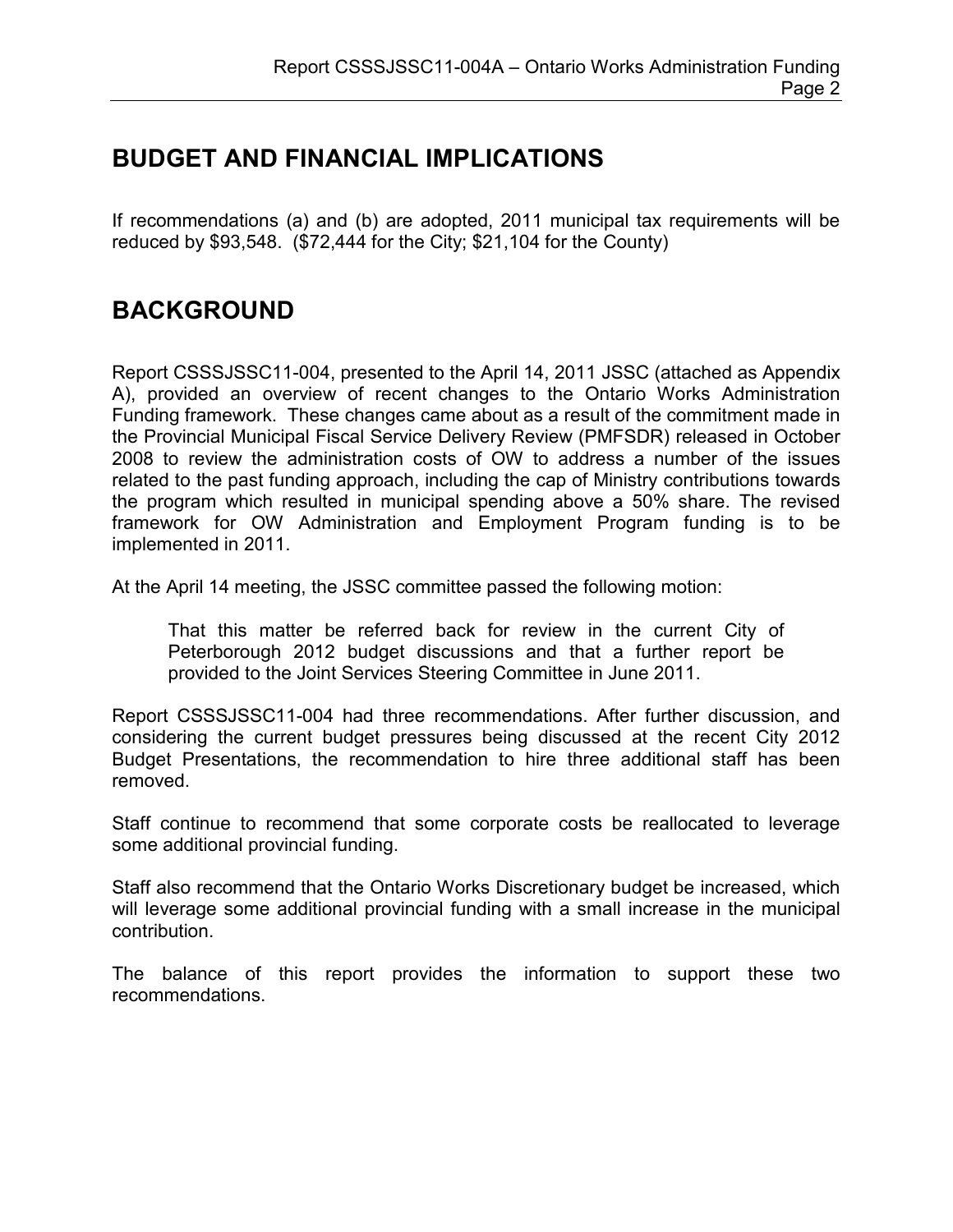## BUDGET AND FINANCIAL IMPLICATIONS

If recommendations (a) and (b) are adopted, 2011 municipal tax requirements will be reduced by $93,548. ($72,444 for the City; $21,104 for the County)

## BACKGROUND

Report CSSSJSSC11-004, presented to the April 14, 2011 JSSC (attached as Appendix A), provided an overview of recent changes to the Ontario Works Administration Funding framework. These changes came about as a result of the commitment made in the Provincial Municipal Fiscal Service Delivery Review (PMFSDR) released in October 2008 to review the administration costs of OW to address a number of the issues related to the past funding approach, including the cap of Ministry contributions towards the program which resulted in municipal spending above a 50% share. The revised framework for OW Administration and Employment Program funding is to be implemented in 2011.

At the April 14 meeting, the JSSC committee passed the following motion:

> That this matter be referred back for review in the current City of Peterborough 2012 budget discussions and that a further report be provided to the Joint Services Steering Committee in June 2011.

Report CSSSJSSC11-004 had three recommendations. After further discussion, and considering the current budget pressures being discussed at the recent City 2012 Budget Presentations, the recommendation to hire three additional staff has been removed.

Staff continue to recommend that some corporate costs be reallocated to leverage some additional provincial funding.

Staff also recommend that the Ontario Works Discretionary budget be increased, which will leverage some additional provincial funding with a small increase in the municipal contribution.

The balance of this report provides the information to support these two recommendations.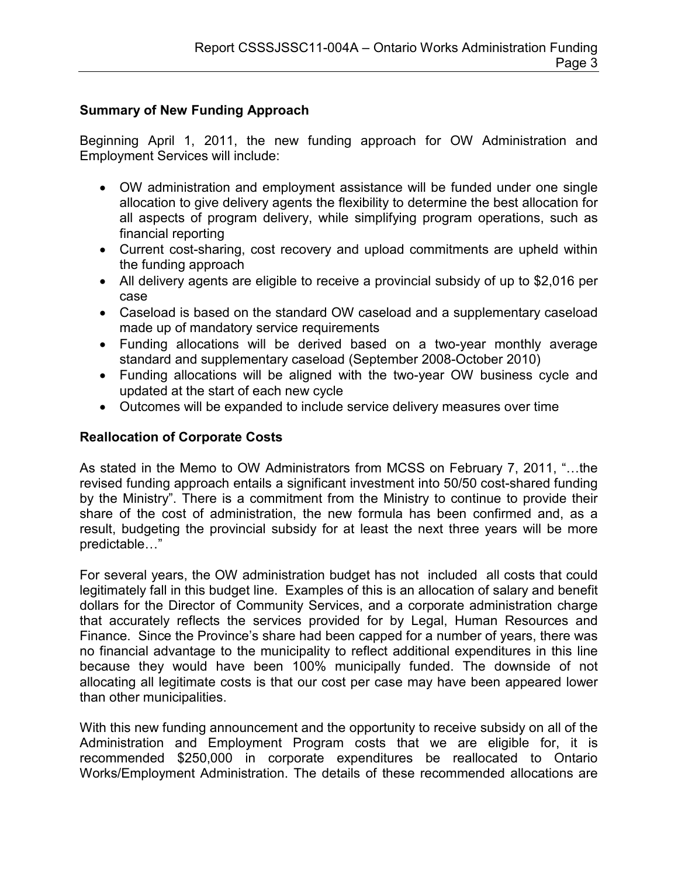## Summary of New Funding Approach

Beginning April 1, 2011, the new funding approach for OW Administration and Employment Services will include:

- OW administration and employment assistance will be funded under one single allocation to give delivery agents the flexibility to determine the best allocation for all aspects of program delivery, while simplifying program operations, such as financial reporting
- Current cost-sharing, cost recovery and upload commitments are upheld within the funding approach
- All delivery agents are eligible to receive a provincial subsidy of up to $2,016 per case
- Caseload is based on the standard OW caseload and a supplementary caseload made up of mandatory service requirements
- Funding allocations will be derived based on a two-year monthly average standard and supplementary caseload (September 2008-October 2010)
- Funding allocations will be aligned with the two-year OW business cycle and updated at the start of each new cycle
- Outcomes will be expanded to include service delivery measures over time

## Reallocation of Corporate Costs

As stated in the Memo to OW Administrators from MCSS on February 7, 2011, "…the revised funding approach entails a significant investment into 50/50 cost-shared funding by the Ministry". There is a commitment from the Ministry to continue to provide their share of the cost of administration, the new formula has been confirmed and, as a result, budgeting the provincial subsidy for at least the next three years will be more predictable…"

For several years, the OW administration budget has not included all costs that could legitimately fall in this budget line. Examples of this is an allocation of salary and benefit dollars for the Director of Community Services, and a corporate administration charge that accurately reflects the services provided for by Legal, Human Resources and Finance. Since the Province's share had been capped for a number of years, there was no financial advantage to the municipality to reflect additional expenditures in this line because they would have been 100% municipally funded. The downside of not allocating all legitimate costs is that our cost per case may have been appeared lower than other municipalities.

With this new funding announcement and the opportunity to receive subsidy on all of the Administration and Employment Program costs that we are eligible for, it is recommended $250,000 in corporate expenditures be reallocated to Ontario Works/Employment Administration. The details of these recommended allocations are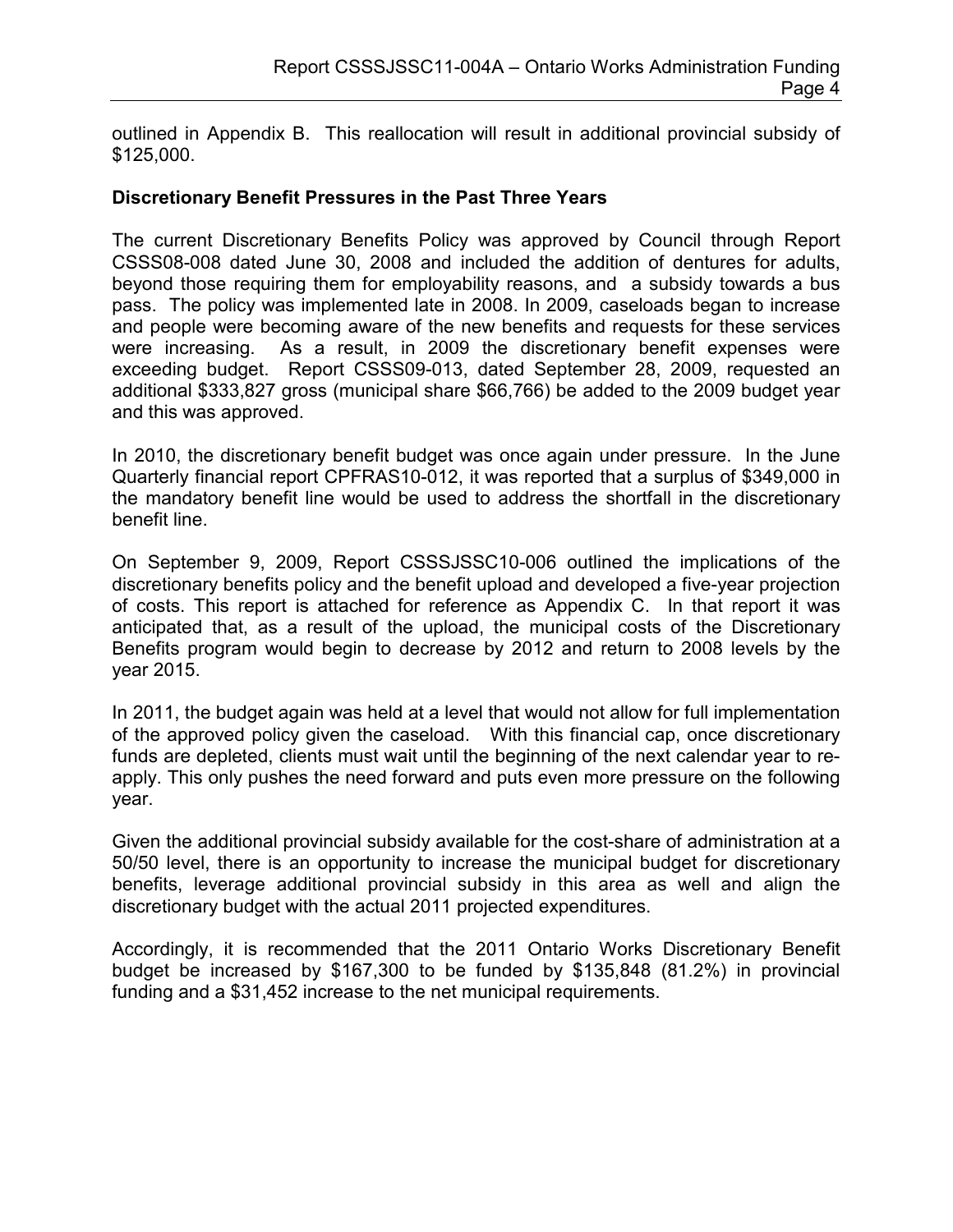outlined in Appendix B. This reallocation will result in additional provincial subsidy of $125,000.

**Discretionary Benefit Pressures in the Past Three Years**

The current Discretionary Benefits Policy was approved by Council through Report CSSS08-008 dated June 30, 2008 and included the addition of dentures for adults, beyond those requiring them for employability reasons, and a subsidy towards a bus pass. The policy was implemented late in 2008. In 2009, caseloads began to increase and people were becoming aware of the new benefits and requests for these services were increasing. As a result, in 2009 the discretionary benefit expenses were exceeding budget. Report CSSS09-013, dated September 28, 2009, requested an additional $333,827 gross (municipal share $66,766) be added to the 2009 budget year and this was approved.

In 2010, the discretionary benefit budget was once again under pressure. In the June Quarterly financial report CPFRAS10-012, it was reported that a surplus of $349,000 in the mandatory benefit line would be used to address the shortfall in the discretionary benefit line.

On September 9, 2009, Report CSSSJSSC10-006 outlined the implications of the discretionary benefits policy and the benefit upload and developed a five-year projection of costs. This report is attached for reference as Appendix C. In that report it was anticipated that, as a result of the upload, the municipal costs of the Discretionary Benefits program would begin to decrease by 2012 and return to 2008 levels by the year 2015.

In 2011, the budget again was held at a level that would not allow for full implementation of the approved policy given the caseload. With this financial cap, once discretionary funds are depleted, clients must wait until the beginning of the next calendar year to re-apply. This only pushes the need forward and puts even more pressure on the following year.

Given the additional provincial subsidy available for the cost-share of administration at a 50/50 level, there is an opportunity to increase the municipal budget for discretionary benefits, leverage additional provincial subsidy in this area as well and align the discretionary budget with the actual 2011 projected expenditures.

Accordingly, it is recommended that the 2011 Ontario Works Discretionary Benefit budget be increased by $167,300 to be funded by $135,848 (81.2%) in provincial funding and a $31,452 increase to the net municipal requirements.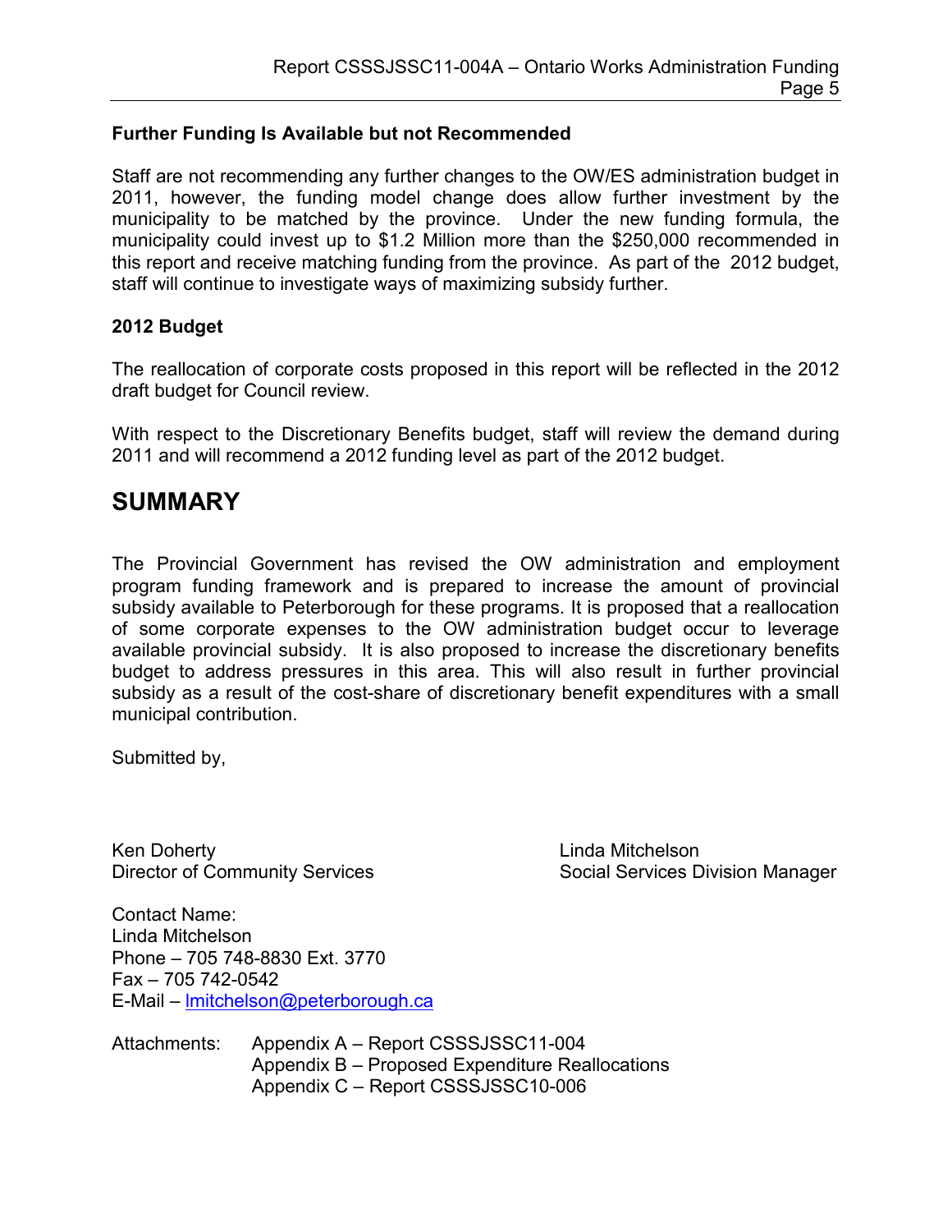### Further Funding Is Available but not Recommended

Staff are not recommending any further changes to the OW/ES administration budget in 2011, however, the funding model change does allow further investment by the municipality to be matched by the province. Under the new funding formula, the municipality could invest up to $1.2 Million more than the $250,000 recommended in this report and receive matching funding from the province. As part of the 2012 budget, staff will continue to investigate ways of maximizing subsidy further.

### 2012 Budget

The reallocation of corporate costs proposed in this report will be reflected in the 2012 draft budget for Council review.

With respect to the Discretionary Benefits budget, staff will review the demand during 2011 and will recommend a 2012 funding level as part of the 2012 budget.

## SUMMARY

The Provincial Government has revised the OW administration and employment program funding framework and is prepared to increase the amount of provincial subsidy available to Peterborough for these programs. It is proposed that a reallocation of some corporate expenses to the OW administration budget occur to leverage available provincial subsidy. It is also proposed to increase the discretionary benefits budget to address pressures in this area. This will also result in further provincial subsidy as a result of the cost-share of discretionary benefit expenditures with a small municipal contribution.

Submitted by,

Ken Doherty
Director of Community Services

Linda Mitchelson
Social Services Division Manager

Contact Name:
Linda Mitchelson
Phone – 705 748-8830 Ext. 3770
Fax – 705 742-0542
E-Mail – lmitchelson@peterborough.ca

Attachments: Appendix A – Report CSSSJSSC11-004
Appendix B – Proposed Expenditure Reallocations
Appendix C – Report CSSSJSSC10-006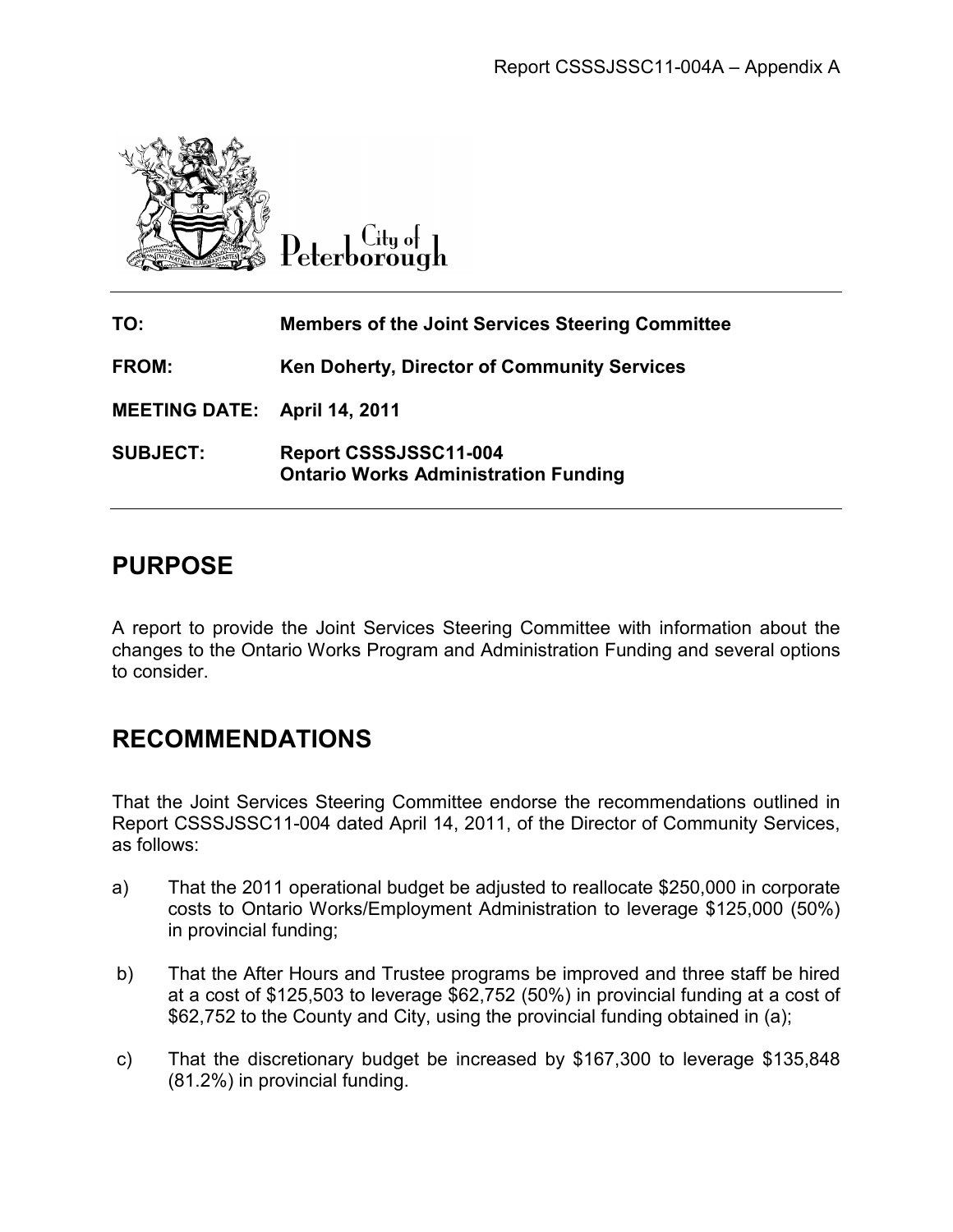Report CSSSJSSC11-004A – Appendix A

City of Peterborough

**TO:** Members of the Joint Services Steering Committee

**FROM:** Ken Doherty, Director of Community Services

**MEETING DATE:** April 14, 2011

**SUBJECT:** Report CSSSJSSC11-004
Ontario Works Administration Funding

## PURPOSE

A report to provide the Joint Services Steering Committee with information about the changes to the Ontario Works Program and Administration Funding and several options to consider.

## RECOMMENDATIONS

That the Joint Services Steering Committee endorse the recommendations outlined in Report CSSSJSSC11-004 dated April 14, 2011, of the Director of Community Services, as follows:

a) That the 2011 operational budget be adjusted to reallocate $250,000 in corporate costs to Ontario Works/Employment Administration to leverage $125,000 (50%) in provincial funding;

b) That the After Hours and Trustee programs be improved and three staff be hired at a cost of $125,503 to leverage $62,752 (50%) in provincial funding at a cost of $62,752 to the County and City, using the provincial funding obtained in (a);

c) That the discretionary budget be increased by $167,300 to leverage $135,848 (81.2%) in provincial funding.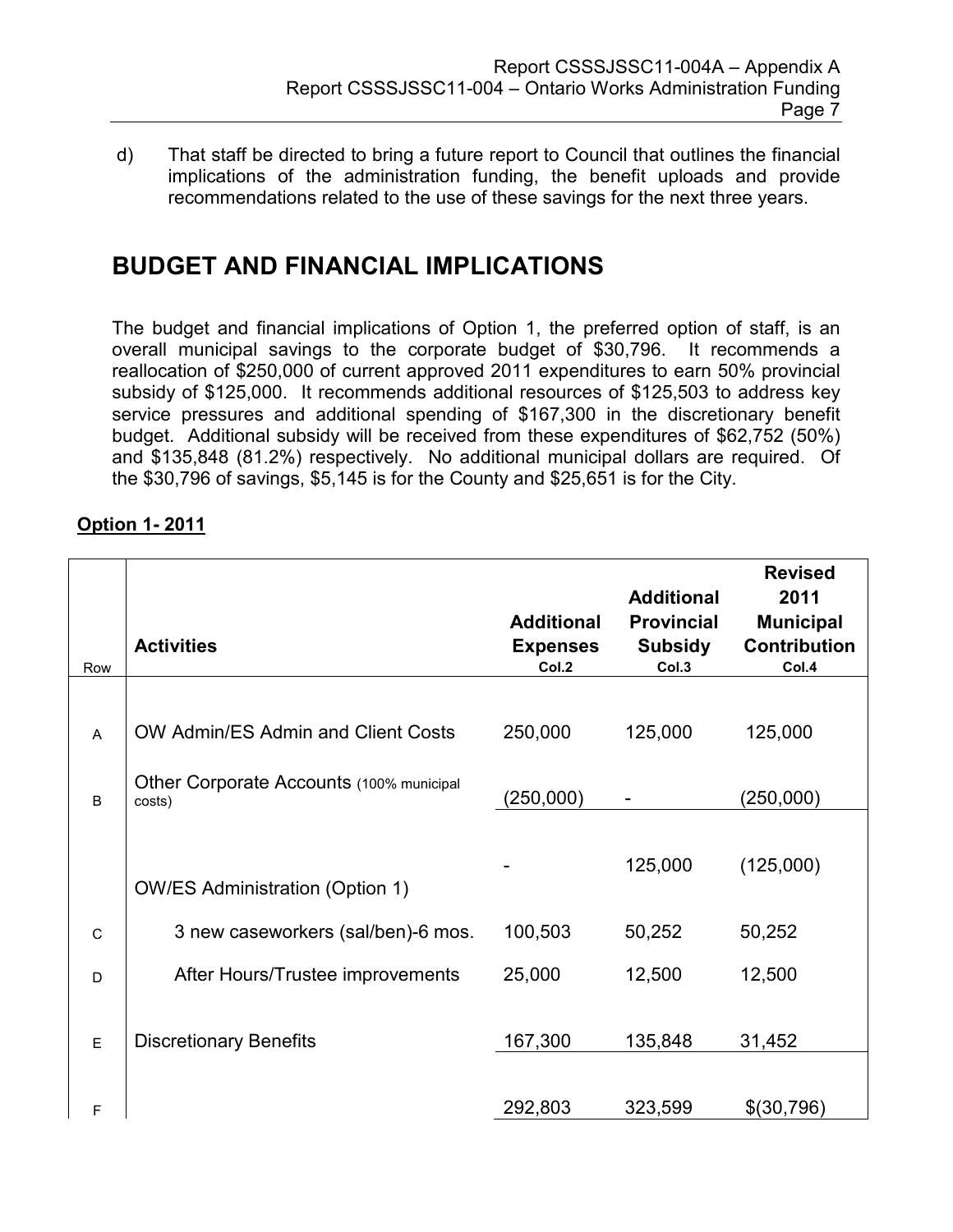d) That staff be directed to bring a future report to Council that outlines the financial implications of the administration funding, the benefit uploads and provide recommendations related to the use of these savings for the next three years.

# BUDGET AND FINANCIAL IMPLICATIONS

The budget and financial implications of Option 1, the preferred option of staff, is an overall municipal savings to the corporate budget of $30,796. It recommends a reallocation of $250,000 of current approved 2011 expenditures to earn 50% provincial subsidy of $125,000. It recommends additional resources of $125,503 to address key service pressures and additional spending of $167,300 in the discretionary benefit budget. Additional subsidy will be received from these expenditures of $62,752 (50%) and $135,848 (81.2%) respectively. No additional municipal dollars are required. Of the $30,796 of savings, $5,145 is for the County and $25,651 is for the City.

**Option 1- 2011**

| Row | Activities | Additional Expenses Col.2 | Additional Provincial Subsidy Col.3 | Revised 2011 Municipal Contribution Col.4 |
|---|---|---|---|---|
| A | OW Admin/ES Admin and Client Costs | 250,000 | 125,000 | 125,000 |
| B | Other Corporate Accounts (100% municipal costs) | (250,000) | - | (250,000) |
| | | - | 125,000 | (125,000) |
| | OW/ES Administration (Option 1) | | | |
| C | 3 new caseworkers (sal/ben)-6 mos. | 100,503 | 50,252 | 50,252 |
| D | After Hours/Trustee improvements | 25,000 | 12,500 | 12,500 |
| E | Discretionary Benefits | 167,300 | 135,848 | 31,452 |
| F | | 292,803 | 323,599 | $(30,796) |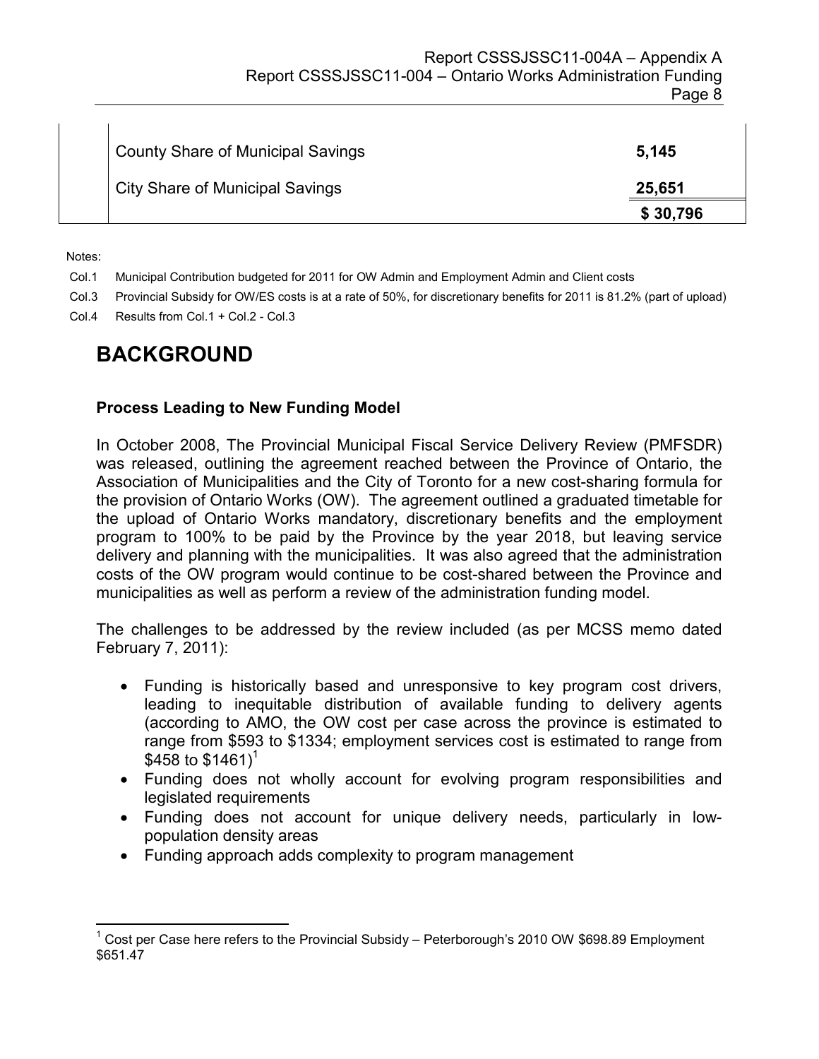| | | |
|---|---|---|
| | County Share of Municipal Savings | **5,145** |
| | City Share of Municipal Savings | **25,651** |
| | | **$ 30,796** |

Notes:

Col.1 Municipal Contribution budgeted for 2011 for OW Admin and Employment Admin and Client costs

Col.3 Provincial Subsidy for OW/ES costs is at a rate of 50%, for discretionary benefits for 2011 is 81.2% (part of upload)

Col.4 Results from Col.1 + Col.2 - Col.3

# BACKGROUND

### Process Leading to New Funding Model

In October 2008, The Provincial Municipal Fiscal Service Delivery Review (PMFSDR) was released, outlining the agreement reached between the Province of Ontario, the Association of Municipalities and the City of Toronto for a new cost-sharing formula for the provision of Ontario Works (OW). The agreement outlined a graduated timetable for the upload of Ontario Works mandatory, discretionary benefits and the employment program to 100% to be paid by the Province by the year 2018, but leaving service delivery and planning with the municipalities. It was also agreed that the administration costs of the OW program would continue to be cost-shared between the Province and municipalities as well as perform a review of the administration funding model.

The challenges to be addressed by the review included (as per MCSS memo dated February 7, 2011):

- Funding is historically based and unresponsive to key program cost drivers, leading to inequitable distribution of available funding to delivery agents (according to AMO, the OW cost per case across the province is estimated to range from $593 to $1334; employment services cost is estimated to range from $458 to $1461)[1]
- Funding does not wholly account for evolving program responsibilities and legislated requirements
- Funding does not account for unique delivery needs, particularly in low-population density areas
- Funding approach adds complexity to program management

---

[1] Cost per Case here refers to the Provincial Subsidy – Peterborough's 2010 OW $698.89 Employment $651.47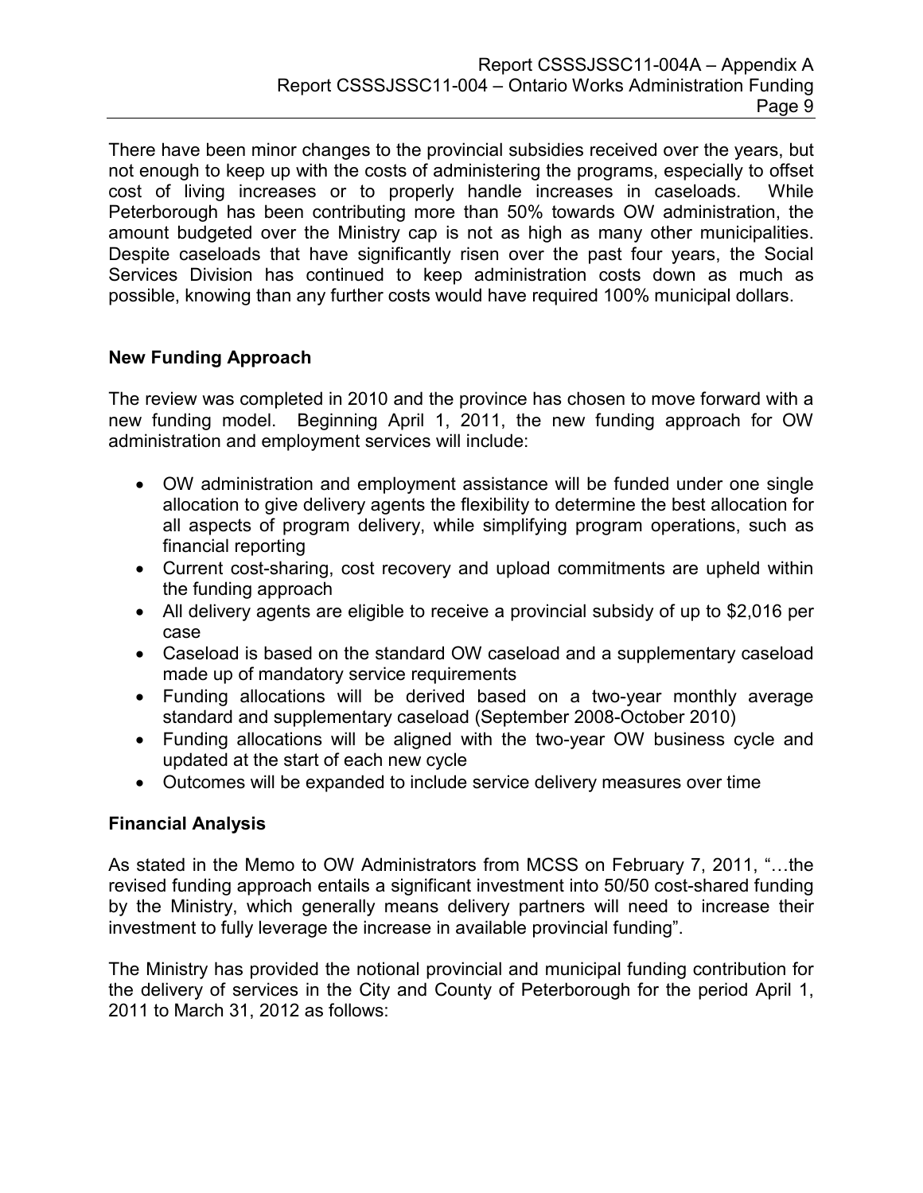There have been minor changes to the provincial subsidies received over the years, but not enough to keep up with the costs of administering the programs, especially to offset cost of living increases or to properly handle increases in caseloads. While Peterborough has been contributing more than 50% towards OW administration, the amount budgeted over the Ministry cap is not as high as many other municipalities. Despite caseloads that have significantly risen over the past four years, the Social Services Division has continued to keep administration costs down as much as possible, knowing than any further costs would have required 100% municipal dollars.

**New Funding Approach**

The review was completed in 2010 and the province has chosen to move forward with a new funding model. Beginning April 1, 2011, the new funding approach for OW administration and employment services will include:

- OW administration and employment assistance will be funded under one single allocation to give delivery agents the flexibility to determine the best allocation for all aspects of program delivery, while simplifying program operations, such as financial reporting
- Current cost-sharing, cost recovery and upload commitments are upheld within the funding approach
- All delivery agents are eligible to receive a provincial subsidy of up to $2,016 per case
- Caseload is based on the standard OW caseload and a supplementary caseload made up of mandatory service requirements
- Funding allocations will be derived based on a two-year monthly average standard and supplementary caseload (September 2008-October 2010)
- Funding allocations will be aligned with the two-year OW business cycle and updated at the start of each new cycle
- Outcomes will be expanded to include service delivery measures over time

**Financial Analysis**

As stated in the Memo to OW Administrators from MCSS on February 7, 2011, "…the revised funding approach entails a significant investment into 50/50 cost-shared funding by the Ministry, which generally means delivery partners will need to increase their investment to fully leverage the increase in available provincial funding".

The Ministry has provided the notional provincial and municipal funding contribution for the delivery of services in the City and County of Peterborough for the period April 1, 2011 to March 31, 2012 as follows: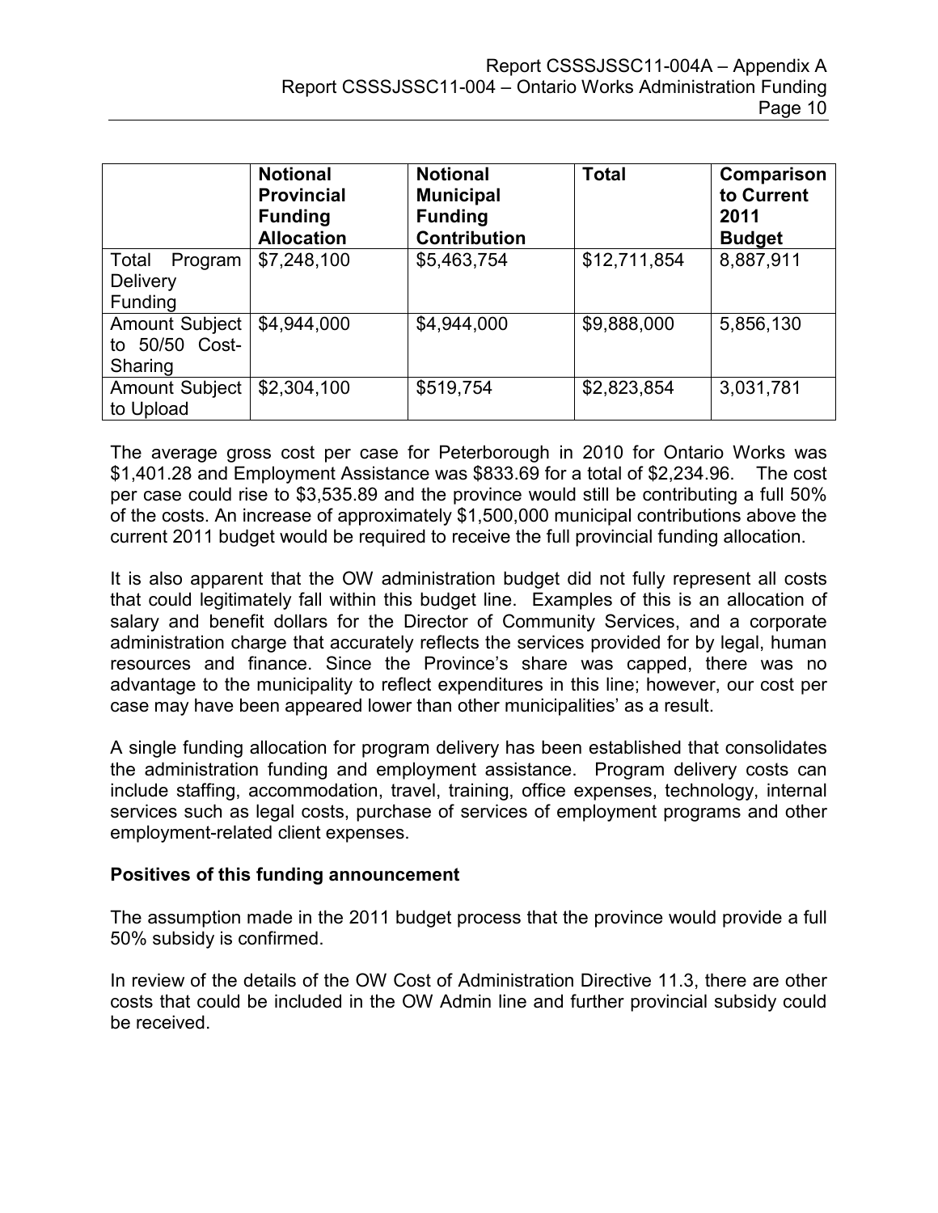|  | **Notional Provincial Funding Allocation** | **Notional Municipal Funding Contribution** | **Total** | **Comparison to Current 2011 Budget** |
|---|---|---|---|---|
| Total Program Delivery Funding | $7,248,100 | $5,463,754 | $12,711,854 | 8,887,911 |
| Amount Subject to 50/50 Cost-Sharing | $4,944,000 | $4,944,000 | $9,888,000 | 5,856,130 |
| Amount Subject to Upload | $2,304,100 | $519,754 | $2,823,854 | 3,031,781 |

The average gross cost per case for Peterborough in 2010 for Ontario Works was $1,401.28 and Employment Assistance was $833.69 for a total of $2,234.96. The cost per case could rise to $3,535.89 and the province would still be contributing a full 50% of the costs. An increase of approximately $1,500,000 municipal contributions above the current 2011 budget would be required to receive the full provincial funding allocation.

It is also apparent that the OW administration budget did not fully represent all costs that could legitimately fall within this budget line. Examples of this is an allocation of salary and benefit dollars for the Director of Community Services, and a corporate administration charge that accurately reflects the services provided for by legal, human resources and finance. Since the Province's share was capped, there was no advantage to the municipality to reflect expenditures in this line; however, our cost per case may have been appeared lower than other municipalities' as a result.

A single funding allocation for program delivery has been established that consolidates the administration funding and employment assistance. Program delivery costs can include staffing, accommodation, travel, training, office expenses, technology, internal services such as legal costs, purchase of services of employment programs and other employment-related client expenses.

**Positives of this funding announcement**

The assumption made in the 2011 budget process that the province would provide a full 50% subsidy is confirmed.

In review of the details of the OW Cost of Administration Directive 11.3, there are other costs that could be included in the OW Admin line and further provincial subsidy could be received.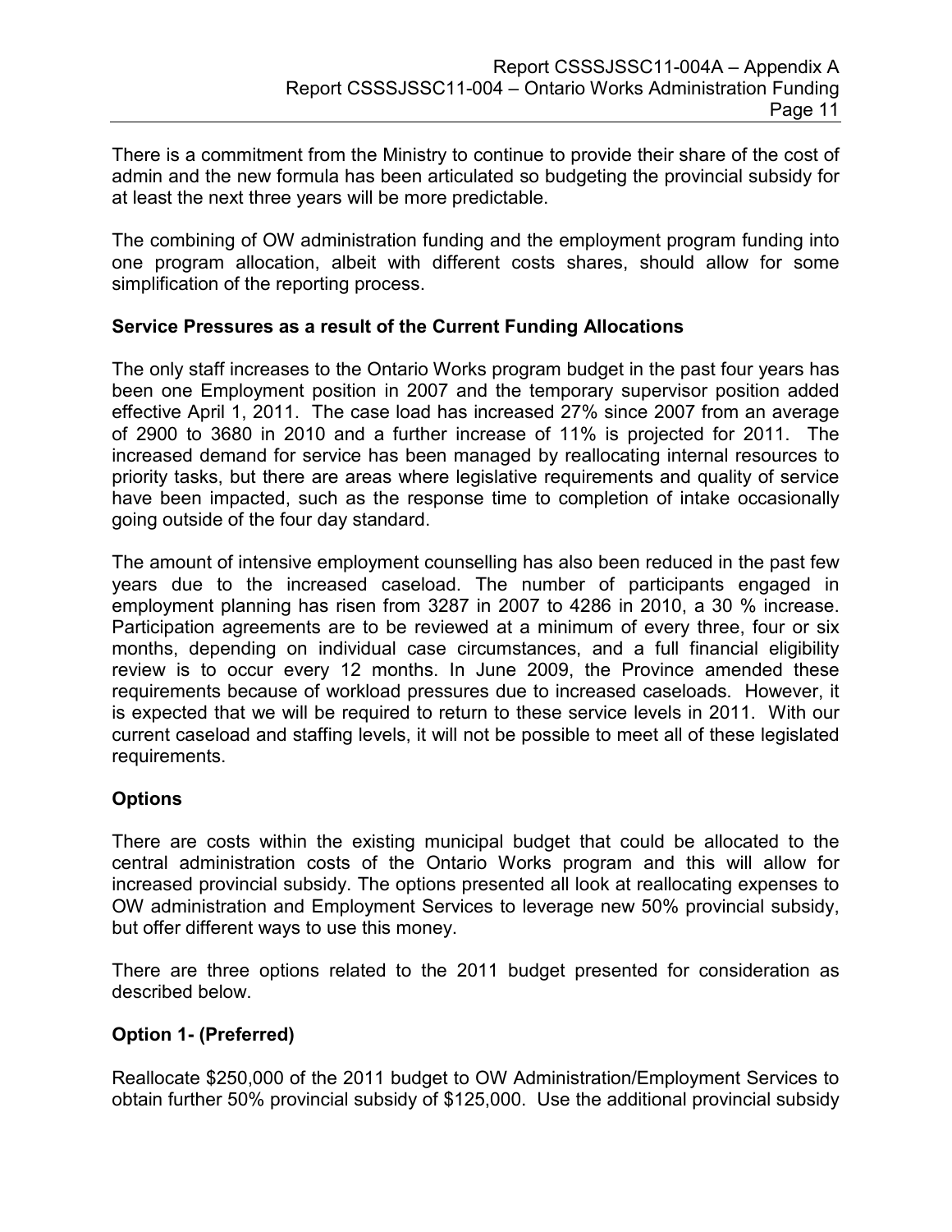There is a commitment from the Ministry to continue to provide their share of the cost of admin and the new formula has been articulated so budgeting the provincial subsidy for at least the next three years will be more predictable.

The combining of OW administration funding and the employment program funding into one program allocation, albeit with different costs shares, should allow for some simplification of the reporting process.

### Service Pressures as a result of the Current Funding Allocations

The only staff increases to the Ontario Works program budget in the past four years has been one Employment position in 2007 and the temporary supervisor position added effective April 1, 2011. The case load has increased 27% since 2007 from an average of 2900 to 3680 in 2010 and a further increase of 11% is projected for 2011. The increased demand for service has been managed by reallocating internal resources to priority tasks, but there are areas where legislative requirements and quality of service have been impacted, such as the response time to completion of intake occasionally going outside of the four day standard.

The amount of intensive employment counselling has also been reduced in the past few years due to the increased caseload. The number of participants engaged in employment planning has risen from 3287 in 2007 to 4286 in 2010, a 30 % increase. Participation agreements are to be reviewed at a minimum of every three, four or six months, depending on individual case circumstances, and a full financial eligibility review is to occur every 12 months. In June 2009, the Province amended these requirements because of workload pressures due to increased caseloads. However, it is expected that we will be required to return to these service levels in 2011. With our current caseload and staffing levels, it will not be possible to meet all of these legislated requirements.

### Options

There are costs within the existing municipal budget that could be allocated to the central administration costs of the Ontario Works program and this will allow for increased provincial subsidy. The options presented all look at reallocating expenses to OW administration and Employment Services to leverage new 50% provincial subsidy, but offer different ways to use this money.

There are three options related to the 2011 budget presented for consideration as described below.

### Option 1- (Preferred)

Reallocate $250,000 of the 2011 budget to OW Administration/Employment Services to obtain further 50% provincial subsidy of $125,000. Use the additional provincial subsidy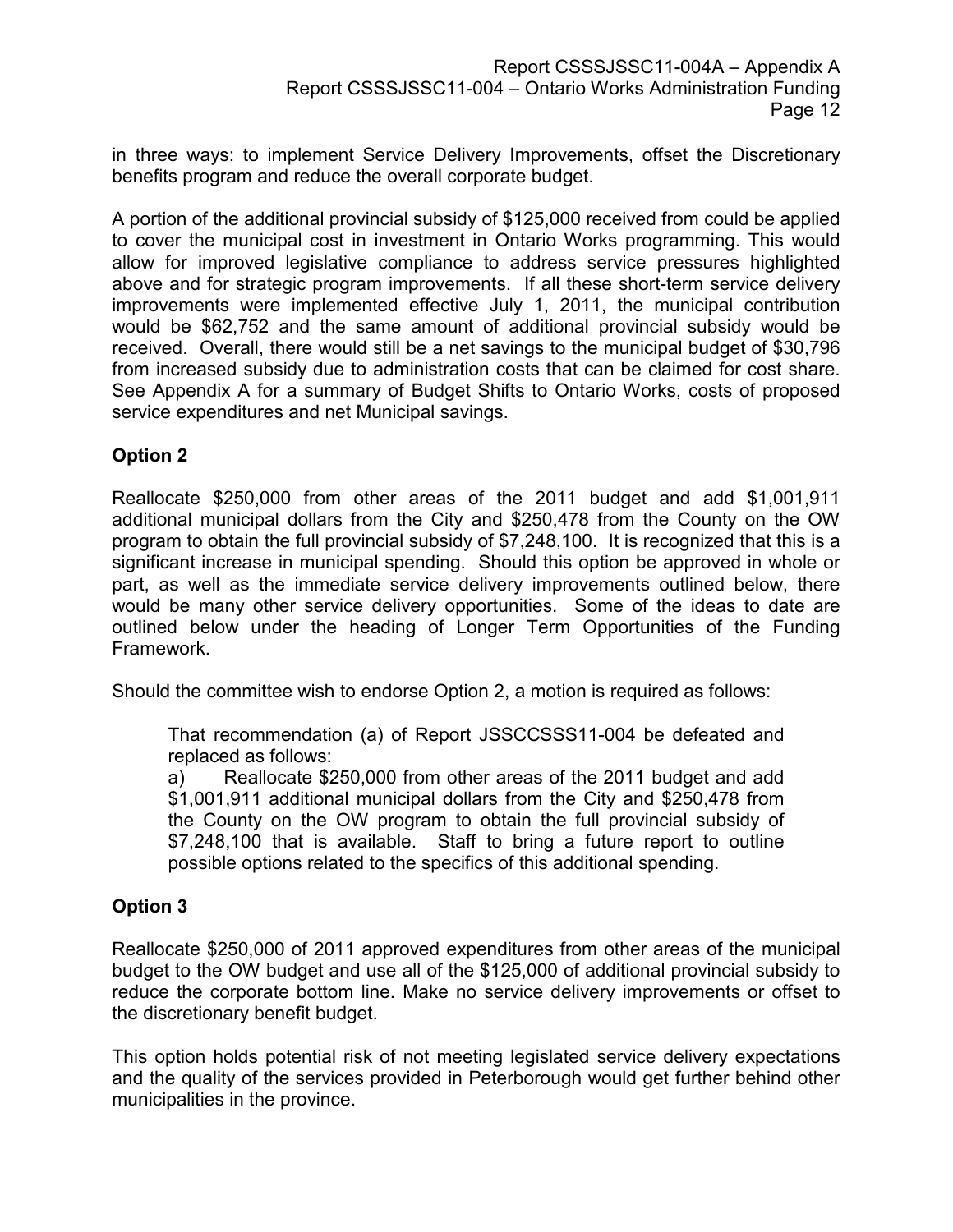in three ways: to implement Service Delivery Improvements, offset the Discretionary benefits program and reduce the overall corporate budget.

A portion of the additional provincial subsidy of $125,000 received from could be applied to cover the municipal cost in investment in Ontario Works programming. This would allow for improved legislative compliance to address service pressures highlighted above and for strategic program improvements. If all these short-term service delivery improvements were implemented effective July 1, 2011, the municipal contribution would be $62,752 and the same amount of additional provincial subsidy would be received. Overall, there would still be a net savings to the municipal budget of $30,796 from increased subsidy due to administration costs that can be claimed for cost share. See Appendix A for a summary of Budget Shifts to Ontario Works, costs of proposed service expenditures and net Municipal savings.

### Option 2

Reallocate $250,000 from other areas of the 2011 budget and add $1,001,911 additional municipal dollars from the City and $250,478 from the County on the OW program to obtain the full provincial subsidy of $7,248,100. It is recognized that this is a significant increase in municipal spending. Should this option be approved in whole or part, as well as the immediate service delivery improvements outlined below, there would be many other service delivery opportunities. Some of the ideas to date are outlined below under the heading of Longer Term Opportunities of the Funding Framework.

Should the committee wish to endorse Option 2, a motion is required as follows:

> That recommendation (a) of Report JSSCCSSS11-004 be defeated and replaced as follows:
>
> a) Reallocate $250,000 from other areas of the 2011 budget and add $1,001,911 additional municipal dollars from the City and $250,478 from the County on the OW program to obtain the full provincial subsidy of $7,248,100 that is available. Staff to bring a future report to outline possible options related to the specifics of this additional spending.

### Option 3

Reallocate $250,000 of 2011 approved expenditures from other areas of the municipal budget to the OW budget and use all of the $125,000 of additional provincial subsidy to reduce the corporate bottom line. Make no service delivery improvements or offset to the discretionary benefit budget.

This option holds potential risk of not meeting legislated service delivery expectations and the quality of the services provided in Peterborough would get further behind other municipalities in the province.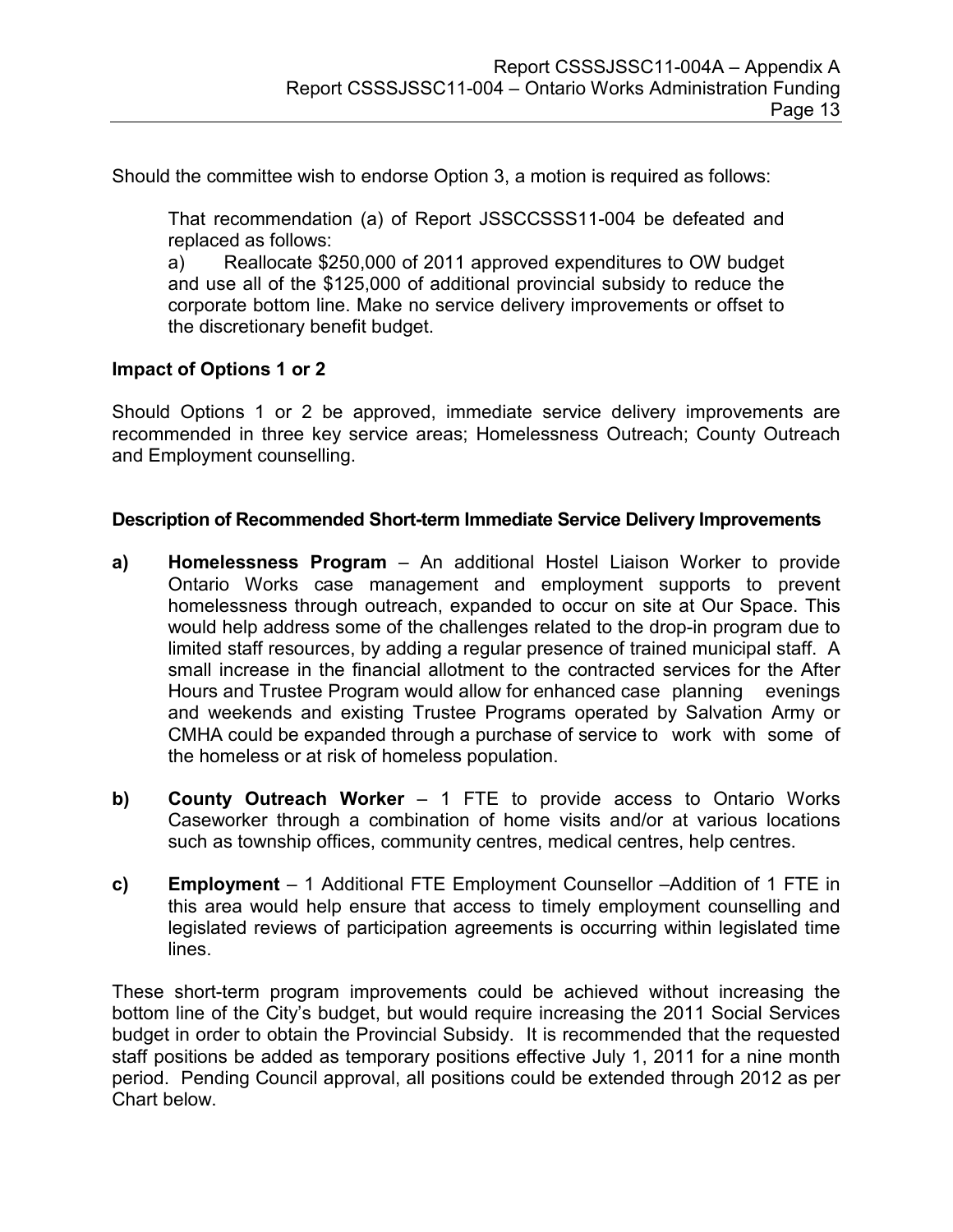Should the committee wish to endorse Option 3, a motion is required as follows:

> That recommendation (a) of Report JSSCCSSS11-004 be defeated and replaced as follows:
>
> a) Reallocate $250,000 of 2011 approved expenditures to OW budget and use all of the $125,000 of additional provincial subsidy to reduce the corporate bottom line. Make no service delivery improvements or offset to the discretionary benefit budget.

### Impact of Options 1 or 2

Should Options 1 or 2 be approved, immediate service delivery improvements are recommended in three key service areas; Homelessness Outreach; County Outreach and Employment counselling.

#### Description of Recommended Short-term Immediate Service Delivery Improvements

**a) Homelessness Program** – An additional Hostel Liaison Worker to provide Ontario Works case management and employment supports to prevent homelessness through outreach, expanded to occur on site at Our Space. This would help address some of the challenges related to the drop-in program due to limited staff resources, by adding a regular presence of trained municipal staff. A small increase in the financial allotment to the contracted services for the After Hours and Trustee Program would allow for enhanced case planning evenings and weekends and existing Trustee Programs operated by Salvation Army or CMHA could be expanded through a purchase of service to work with some of the homeless or at risk of homeless population.

**b) County Outreach Worker** – 1 FTE to provide access to Ontario Works Caseworker through a combination of home visits and/or at various locations such as township offices, community centres, medical centres, help centres.

**c) Employment** – 1 Additional FTE Employment Counsellor –Addition of 1 FTE in this area would help ensure that access to timely employment counselling and legislated reviews of participation agreements is occurring within legislated time lines.

These short-term program improvements could be achieved without increasing the bottom line of the City's budget, but would require increasing the 2011 Social Services budget in order to obtain the Provincial Subsidy. It is recommended that the requested staff positions be added as temporary positions effective July 1, 2011 for a nine month period. Pending Council approval, all positions could be extended through 2012 as per Chart below.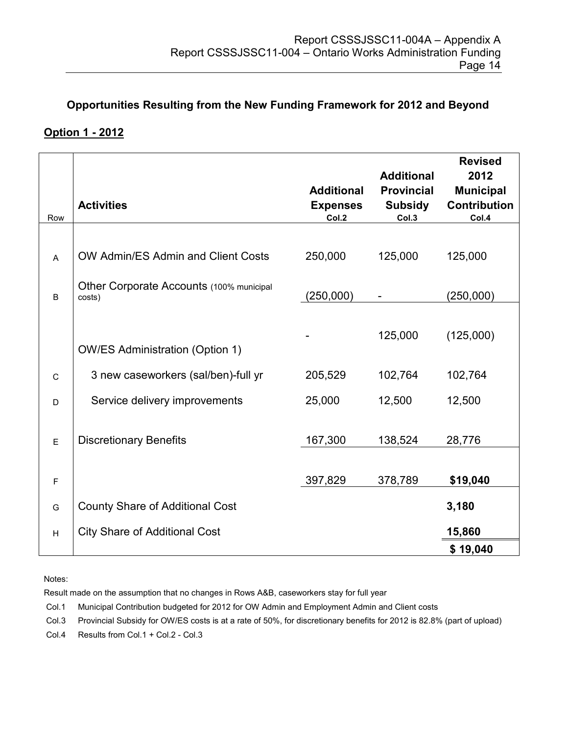## Opportunities Resulting from the New Funding Framework for 2012 and Beyond

**Option 1 - 2012**

| Row | Activities | Additional Expenses Col.2 | Additional Provincial Subsidy Col.3 | Revised 2012 Municipal Contribution Col.4 |
|---|---|---|---|---|
| A | OW Admin/ES Admin and Client Costs | 250,000 | 125,000 | 125,000 |
| B | Other Corporate Accounts (100% municipal costs) | (250,000) | - | (250,000) |
| | OW/ES Administration (Option 1) | - | 125,000 | (125,000) |
| C | 3 new caseworkers (sal/ben)-full yr | 205,529 | 102,764 | 102,764 |
| D | Service delivery improvements | 25,000 | 12,500 | 12,500 |
| E | Discretionary Benefits | 167,300 | 138,524 | 28,776 |
| F | | 397,829 | 378,789 | **$19,040** |
| G | County Share of Additional Cost | | | **3,180** |
| H | City Share of Additional Cost | | | **15,860** |
| | | | | **$ 19,040** |

Notes:

Result made on the assumption that no changes in Rows A&B, caseworkers stay for full year

Col.1 Municipal Contribution budgeted for 2012 for OW Admin and Employment Admin and Client costs

Col.3 Provincial Subsidy for OW/ES costs is at a rate of 50%, for discretionary benefits for 2012 is 82.8% (part of upload)

Col.4 Results from Col.1 + Col.2 - Col.3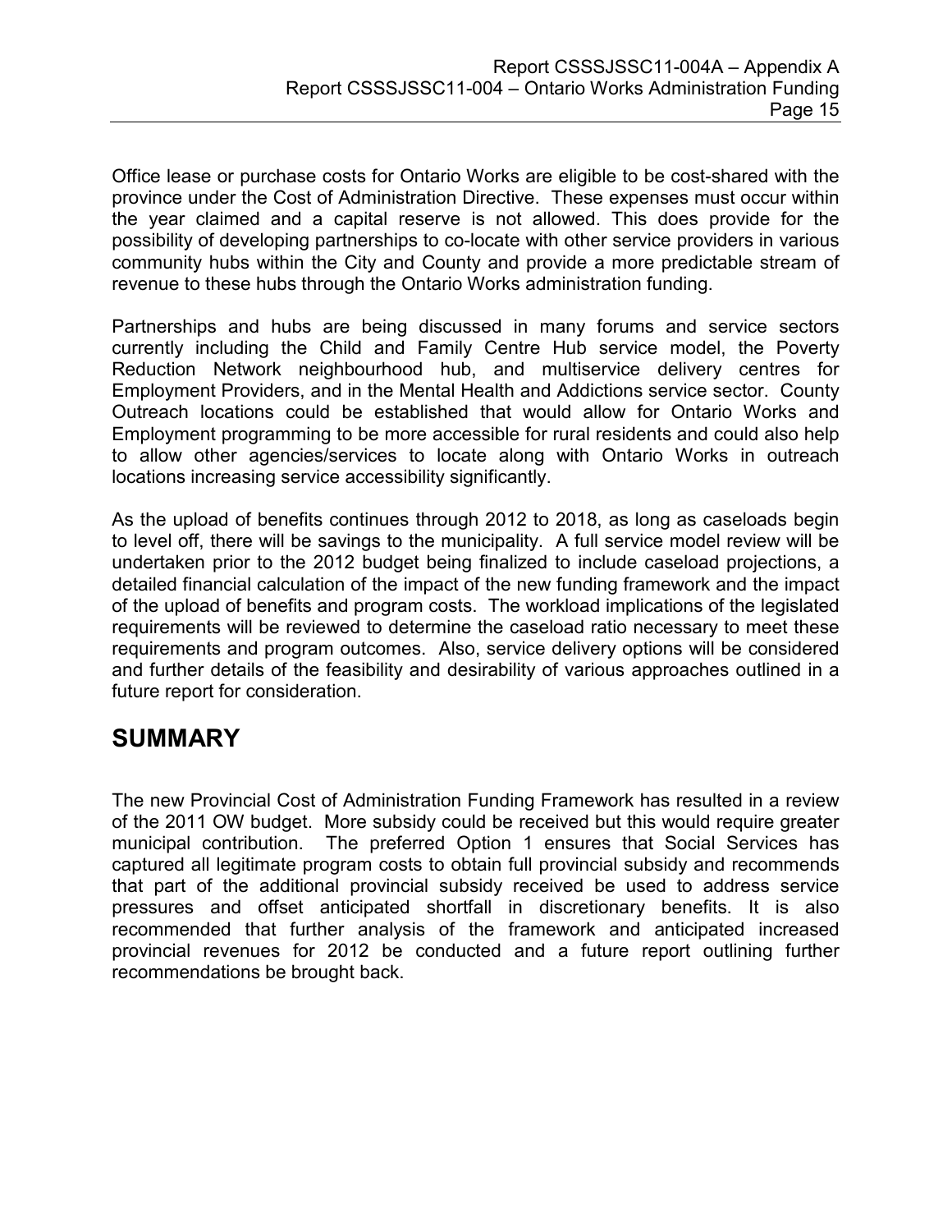Office lease or purchase costs for Ontario Works are eligible to be cost-shared with the province under the Cost of Administration Directive. These expenses must occur within the year claimed and a capital reserve is not allowed. This does provide for the possibility of developing partnerships to co-locate with other service providers in various community hubs within the City and County and provide a more predictable stream of revenue to these hubs through the Ontario Works administration funding.

Partnerships and hubs are being discussed in many forums and service sectors currently including the Child and Family Centre Hub service model, the Poverty Reduction Network neighbourhood hub, and multiservice delivery centres for Employment Providers, and in the Mental Health and Addictions service sector. County Outreach locations could be established that would allow for Ontario Works and Employment programming to be more accessible for rural residents and could also help to allow other agencies/services to locate along with Ontario Works in outreach locations increasing service accessibility significantly.

As the upload of benefits continues through 2012 to 2018, as long as caseloads begin to level off, there will be savings to the municipality. A full service model review will be undertaken prior to the 2012 budget being finalized to include caseload projections, a detailed financial calculation of the impact of the new funding framework and the impact of the upload of benefits and program costs. The workload implications of the legislated requirements will be reviewed to determine the caseload ratio necessary to meet these requirements and program outcomes. Also, service delivery options will be considered and further details of the feasibility and desirability of various approaches outlined in a future report for consideration.

# SUMMARY

The new Provincial Cost of Administration Funding Framework has resulted in a review of the 2011 OW budget. More subsidy could be received but this would require greater municipal contribution. The preferred Option 1 ensures that Social Services has captured all legitimate program costs to obtain full provincial subsidy and recommends that part of the additional provincial subsidy received be used to address service pressures and offset anticipated shortfall in discretionary benefits. It is also recommended that further analysis of the framework and anticipated increased provincial revenues for 2012 be conducted and a future report outlining further recommendations be brought back.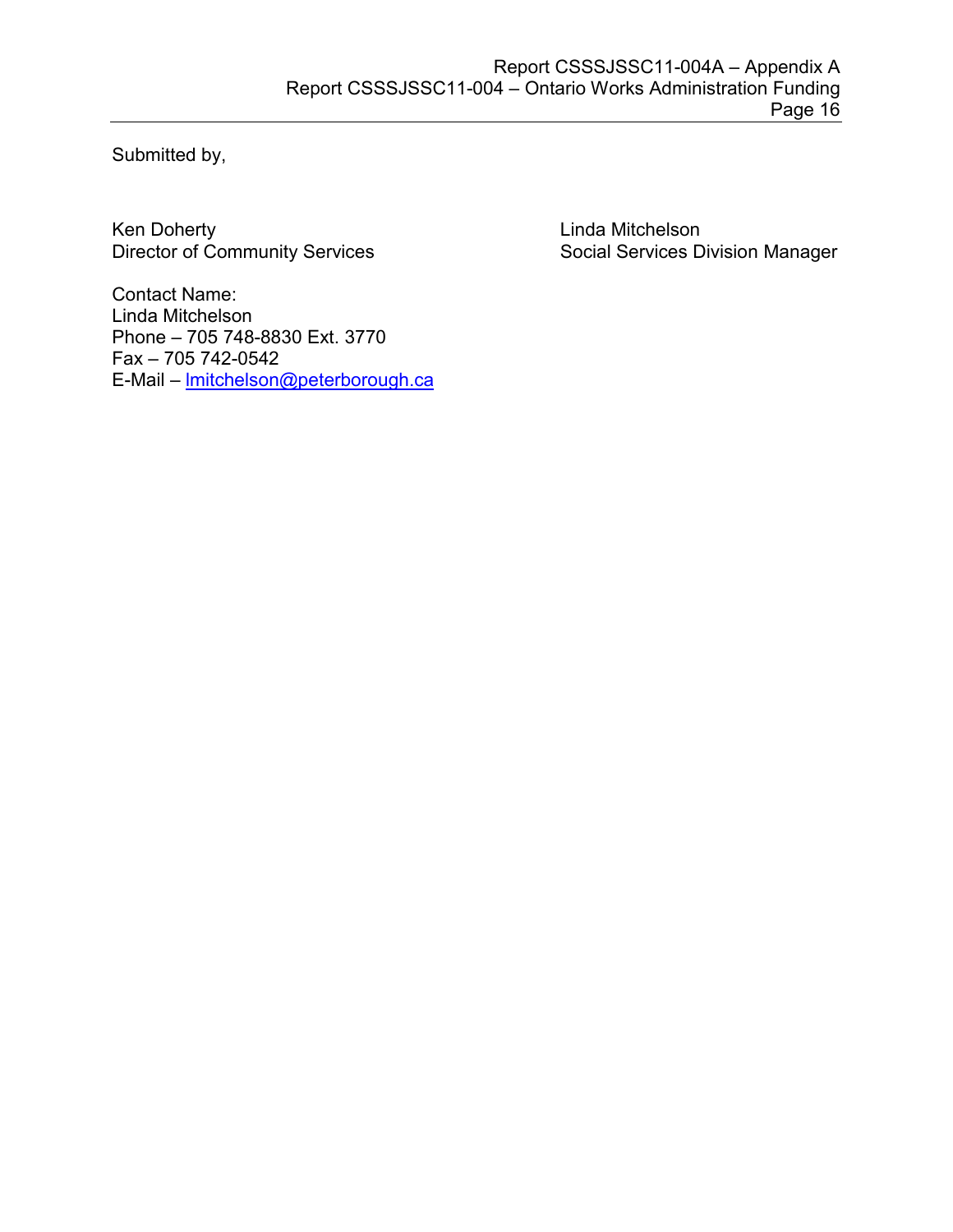Submitted by,

Ken Doherty
Director of Community Services

Linda Mitchelson
Social Services Division Manager

Contact Name:
Linda Mitchelson
Phone – 705 748-8830 Ext. 3770
Fax – 705 742-0542
E-Mail – lmitchelson@peterborough.ca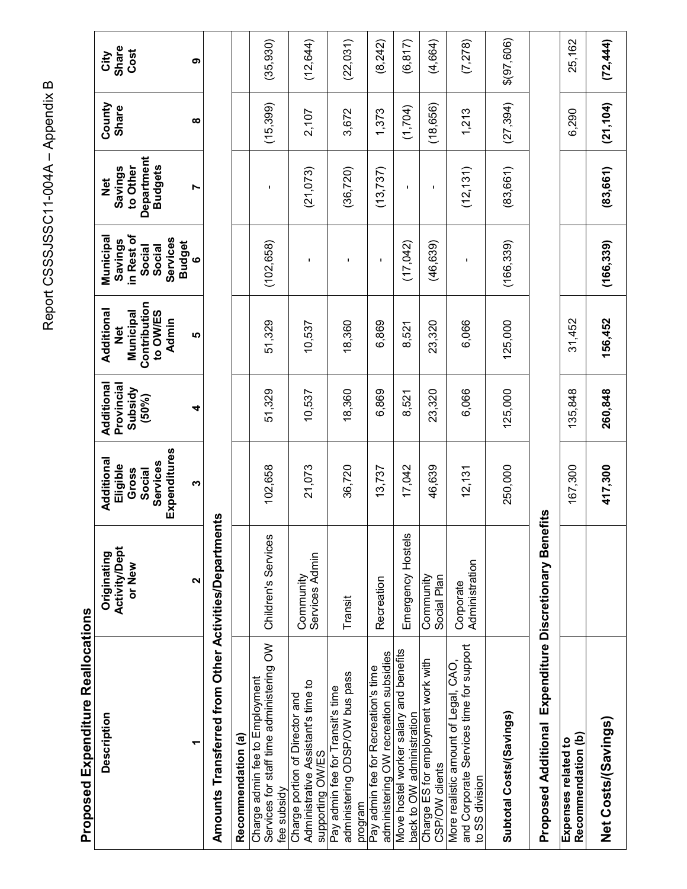Report CSSSJSSC11-004A – Appendix B

## Proposed Expenditure Reallocations

| Description | Originating Activity/Dept or New | Additional Eligible Gross Social Services Expenditures | Additional Provincial Subsidy (50%) | Additional Net Municipal Contribution to OW/ES Admin | Municipal Savings in Rest of Social Social Services Budget | Net Savings to Other Department Budgets | County Share | City Share Cost |
|---|---|---|---|---|---|---|---|---|
| 1 | 2 | 3 | 4 | 5 | 6 | 7 | 8 | 9 |
| **Amounts Transferred from Other Activities/Departments** | | | | | | | | |
| **Recommendation (a)** | | | | | | | | |
| Charge admin fee to Employment Services for staff time administering OW fee subsidy | Children's Services | 102,658 | 51,329 | 51,329 | (102,658) | - | (15,399) | (35,930) |
| Charge portion of Director and Administrative Assistant's time to supporting OW/ES | Community Services Admin | 21,073 | 10,537 | 10,537 | - | (21,073) | 2,107 | (12,644) |
| Pay admin fee for Transit's time administering ODSP/OW bus pass program | Transit | 36,720 | 18,360 | 18,360 | - | (36,720) | 3,672 | (22,031) |
| Pay admin fee for Recreation's time administering OW recreation subsidies | Recreation | 13,737 | 6,869 | 6,869 | - | (13,737) | 1,373 | (8,242) |
| Move hostel worker salary and benefits back to OW administration | Emergency Hostels | 17,042 | 8,521 | 8,521 | (17,042) | - | (1,704) | (6,817) |
| Charge ES for employment work with CSP/OW clients | Community Social Plan | 46,639 | 23,320 | 23,320 | (46,639) | - | (18,656) | (4,664) |
| More realistic amount of Legal, CAO, and Corporate Services time for support to SS division | Corporate Administration | 12,131 | 6,066 | 6,066 | - | (12,131) | 1,213 | (7,278) |
| **Subtotal Costs/(Savings)** | | 250,000 | 125,000 | 125,000 | (166,339) | (83,661) | (27,394) | $(97,606) |
| **Proposed Additional Expenditure Discretionary Benefits** | | | | | | | | |
| **Expenses related to Recommendation (b)** | | 167,300 | 135,848 | 31,452 | | | 6,290 | 25,162 |
| **Net Costs/(Savings)** | | **417,300** | **260,848** | **156,452** | **(166,339)** | **(83,661)** | **(21,104)** | **(72,444)** |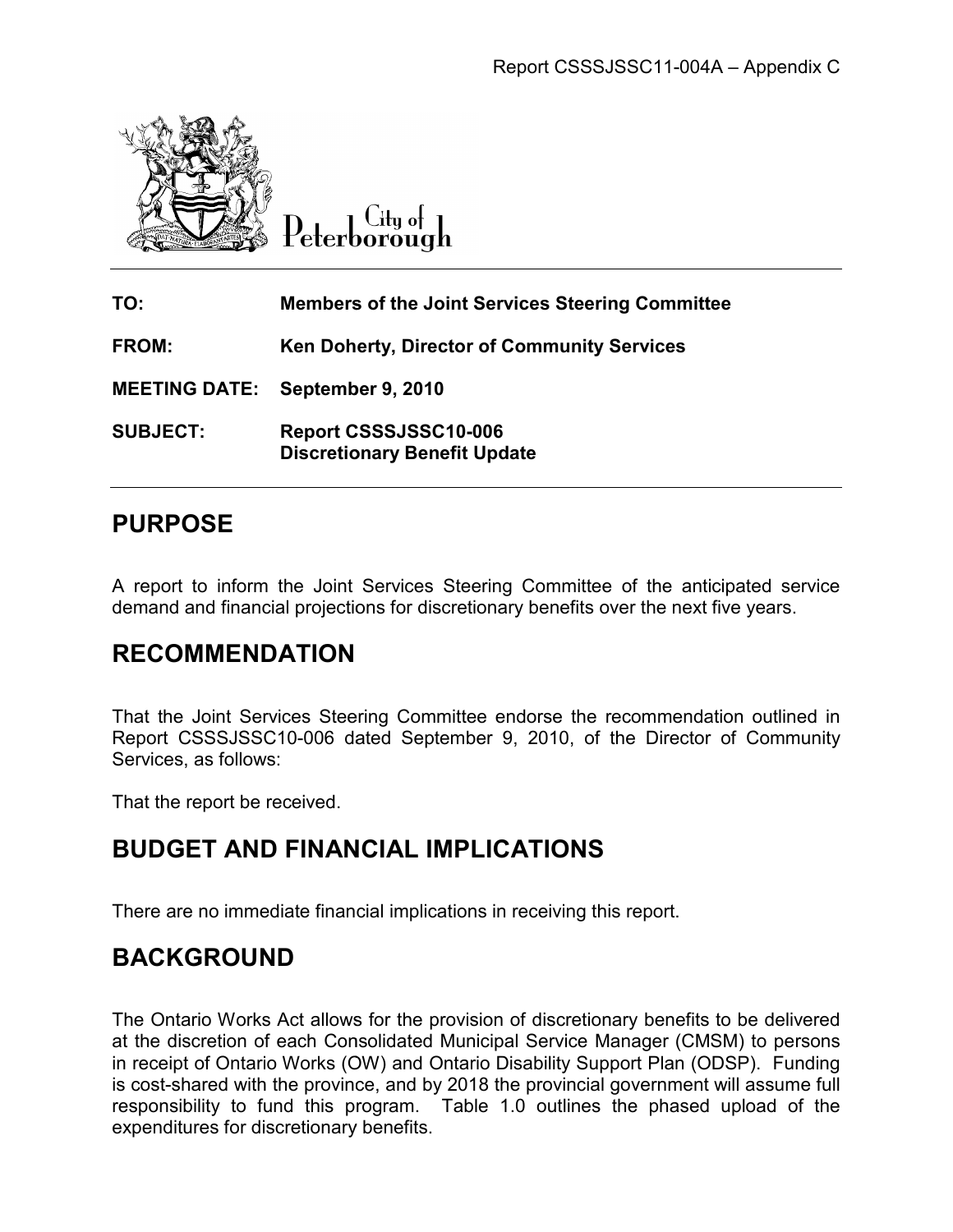Report CSSSJSSC11-004A – Appendix C

City of Peterborough

**TO:** Members of the Joint Services Steering Committee

**FROM:** Ken Doherty, Director of Community Services

**MEETING DATE:** September 9, 2010

**SUBJECT:** Report CSSSJSSC10-006
Discretionary Benefit Update

## PURPOSE

A report to inform the Joint Services Steering Committee of the anticipated service demand and financial projections for discretionary benefits over the next five years.

## RECOMMENDATION

That the Joint Services Steering Committee endorse the recommendation outlined in Report CSSSJSSC10-006 dated September 9, 2010, of the Director of Community Services, as follows:

That the report be received.

## BUDGET AND FINANCIAL IMPLICATIONS

There are no immediate financial implications in receiving this report.

## BACKGROUND

The Ontario Works Act allows for the provision of discretionary benefits to be delivered at the discretion of each Consolidated Municipal Service Manager (CMSM) to persons in receipt of Ontario Works (OW) and Ontario Disability Support Plan (ODSP). Funding is cost-shared with the province, and by 2018 the provincial government will assume full responsibility to fund this program. Table 1.0 outlines the phased upload of the expenditures for discretionary benefits.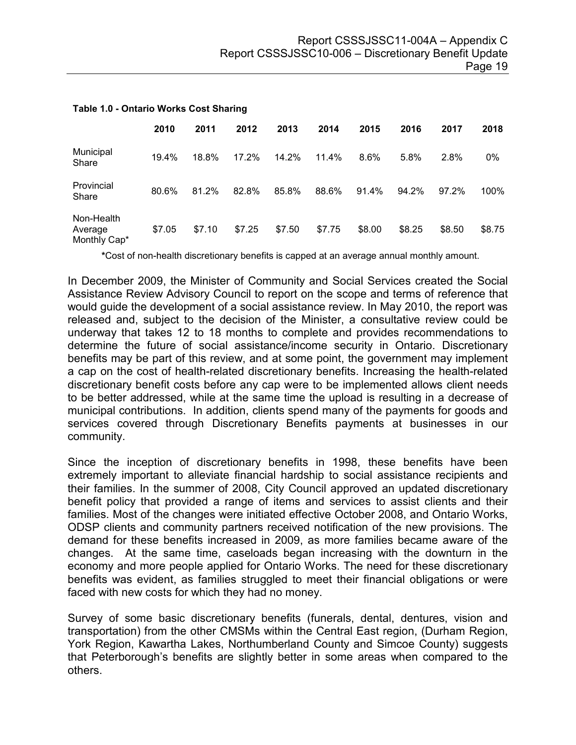**Table 1.0 - Ontario Works Cost Sharing**

| | 2010 | 2011 | 2012 | 2013 | 2014 | 2015 | 2016 | 2017 | 2018 |
|---|---|---|---|---|---|---|---|---|---|
| Municipal Share | 19.4% | 18.8% | 17.2% | 14.2% | 11.4% | 8.6% | 5.8% | 2.8% | 0% |
| Provincial Share | 80.6% | 81.2% | 82.8% | 85.8% | 88.6% | 91.4% | 94.2% | 97.2% | 100% |
| Non-Health Average Monthly Cap* | $7.05 | $7.10 | $7.25 | $7.50 | $7.75 | $8.00 | $8.25 | $8.50 | $8.75 |

**\***Cost of non-health discretionary benefits is capped at an average annual monthly amount.

In December 2009, the Minister of Community and Social Services created the Social Assistance Review Advisory Council to report on the scope and terms of reference that would guide the development of a social assistance review. In May 2010, the report was released and, subject to the decision of the Minister, a consultative review could be underway that takes 12 to 18 months to complete and provides recommendations to determine the future of social assistance/income security in Ontario. Discretionary benefits may be part of this review, and at some point, the government may implement a cap on the cost of health-related discretionary benefits. Increasing the health-related discretionary benefit costs before any cap were to be implemented allows client needs to be better addressed, while at the same time the upload is resulting in a decrease of municipal contributions. In addition, clients spend many of the payments for goods and services covered through Discretionary Benefits payments at businesses in our community.

Since the inception of discretionary benefits in 1998, these benefits have been extremely important to alleviate financial hardship to social assistance recipients and their families. In the summer of 2008, City Council approved an updated discretionary benefit policy that provided a range of items and services to assist clients and their families. Most of the changes were initiated effective October 2008, and Ontario Works, ODSP clients and community partners received notification of the new provisions. The demand for these benefits increased in 2009, as more families became aware of the changes. At the same time, caseloads began increasing with the downturn in the economy and more people applied for Ontario Works. The need for these discretionary benefits was evident, as families struggled to meet their financial obligations or were faced with new costs for which they had no money.

Survey of some basic discretionary benefits (funerals, dental, dentures, vision and transportation) from the other CMSMs within the Central East region, (Durham Region, York Region, Kawartha Lakes, Northumberland County and Simcoe County) suggests that Peterborough's benefits are slightly better in some areas when compared to the others.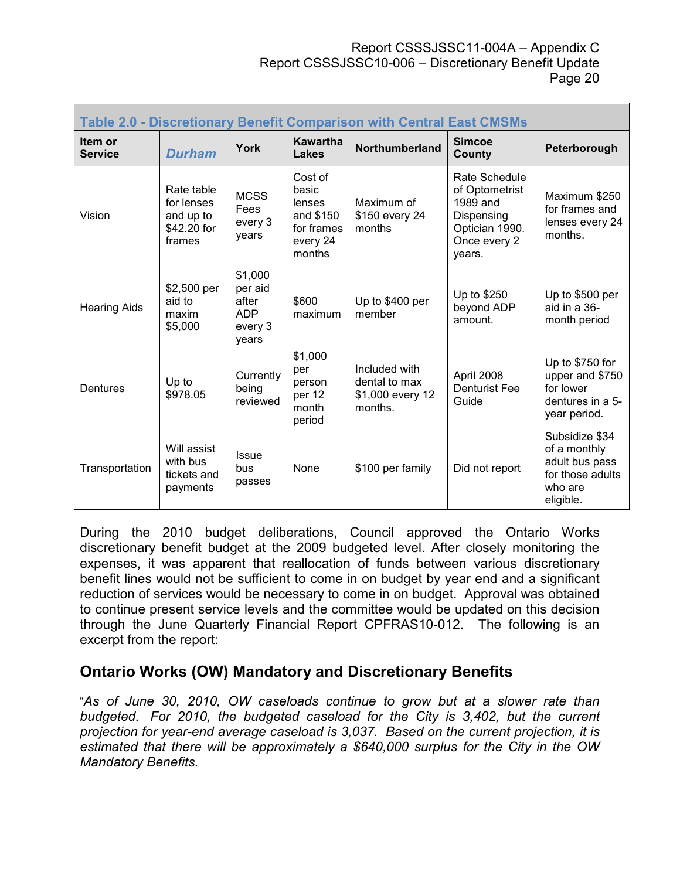| Table 2.0 - Discretionary Benefit Comparison with Central East CMSMs | | | | | | |
|---|---|---|---|---|---|---|
| **Item or Service** | ***Durham*** | **York** | **Kawartha Lakes** | **Northumberland** | **Simcoe County** | **Peterborough** |
| Vision | Rate table for lenses and up to $42.20 for frames | MCSS Fees every 3 years | Cost of basic lenses and $150 for frames every 24 months | Maximum of $150 every 24 months | Rate Schedule of Optometrist 1989 and Dispensing Optician 1990. Once every 2 years. | Maximum $250 for frames and lenses every 24 months. |
| Hearing Aids | $2,500 per aid to maxim $5,000 | $1,000 per aid after ADP every 3 years | $600 maximum | Up to $400 per member | Up to $250 beyond ADP amount. | Up to $500 per aid in a 36-month period |
| Dentures | Up to $978.05 | Currently being reviewed | $1,000 per person per 12 month period | Included with dental to max $1,000 every 12 months. | April 2008 Denturist Fee Guide | Up to $750 for upper and $750 for lower dentures in a 5-year period. |
| Transportation | Will assist with bus tickets and payments | Issue bus passes | None | $100 per family | Did not report | Subsidize $34 of a monthly adult bus pass for those adults who are eligible. |

During the 2010 budget deliberations, Council approved the Ontario Works discretionary benefit budget at the 2009 budgeted level. After closely monitoring the expenses, it was apparent that reallocation of funds between various discretionary benefit lines would not be sufficient to come in on budget by year end and a significant reduction of services would be necessary to come in on budget. Approval was obtained to continue present service levels and the committee would be updated on this decision through the June Quarterly Financial Report CPFRAS10-012. The following is an excerpt from the report:

## Ontario Works (OW) Mandatory and Discretionary Benefits

*"As of June 30, 2010, OW caseloads continue to grow but at a slower rate than budgeted. For 2010, the budgeted caseload for the City is 3,402, but the current projection for year-end average caseload is 3,037. Based on the current projection, it is estimated that there will be approximately a $640,000 surplus for the City in the OW Mandatory Benefits.*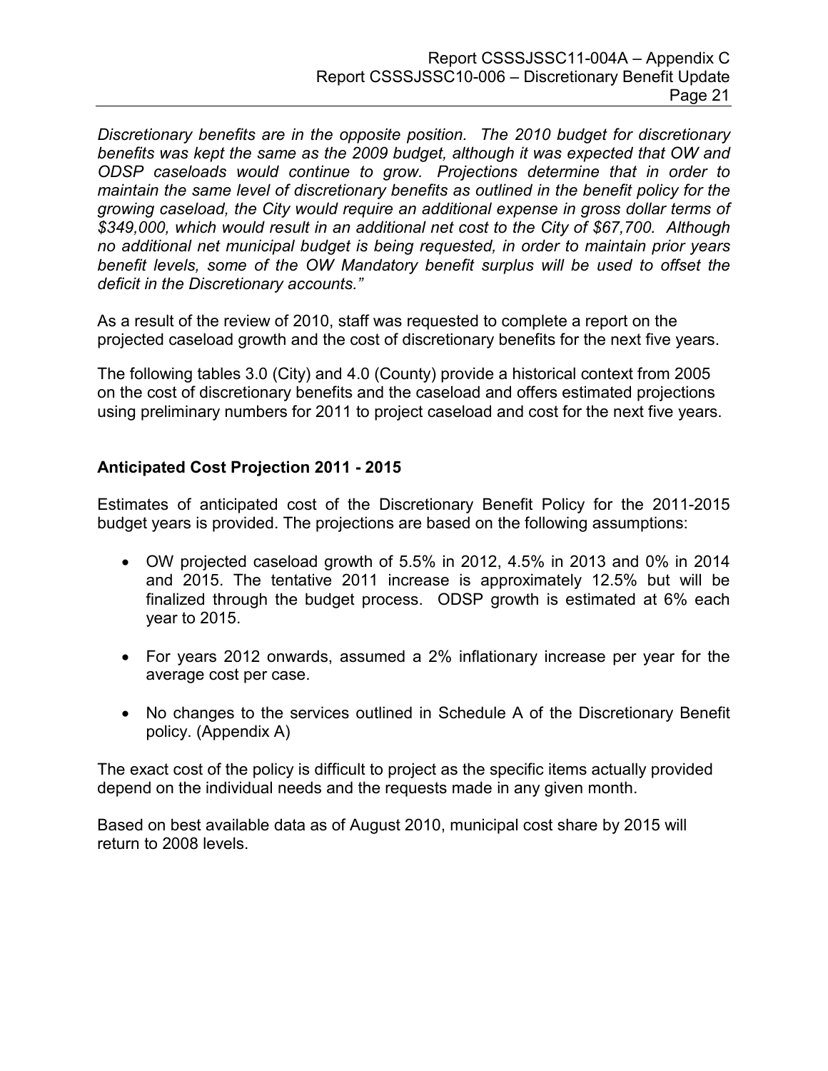*Discretionary benefits are in the opposite position. The 2010 budget for discretionary benefits was kept the same as the 2009 budget, although it was expected that OW and ODSP caseloads would continue to grow. Projections determine that in order to maintain the same level of discretionary benefits as outlined in the benefit policy for the growing caseload, the City would require an additional expense in gross dollar terms of $349,000, which would result in an additional net cost to the City of $67,700. Although no additional net municipal budget is being requested, in order to maintain prior years benefit levels, some of the OW Mandatory benefit surplus will be used to offset the deficit in the Discretionary accounts."*

As a result of the review of 2010, staff was requested to complete a report on the projected caseload growth and the cost of discretionary benefits for the next five years.

The following tables 3.0 (City) and 4.0 (County) provide a historical context from 2005 on the cost of discretionary benefits and the caseload and offers estimated projections using preliminary numbers for 2011 to project caseload and cost for the next five years.

**Anticipated Cost Projection 2011 - 2015**

Estimates of anticipated cost of the Discretionary Benefit Policy for the 2011-2015 budget years is provided. The projections are based on the following assumptions:

- OW projected caseload growth of 5.5% in 2012, 4.5% in 2013 and 0% in 2014 and 2015. The tentative 2011 increase is approximately 12.5% but will be finalized through the budget process. ODSP growth is estimated at 6% each year to 2015.
- For years 2012 onwards, assumed a 2% inflationary increase per year for the average cost per case.
- No changes to the services outlined in Schedule A of the Discretionary Benefit policy. (Appendix A)

The exact cost of the policy is difficult to project as the specific items actually provided depend on the individual needs and the requests made in any given month.

Based on best available data as of August 2010, municipal cost share by 2015 will return to 2008 levels.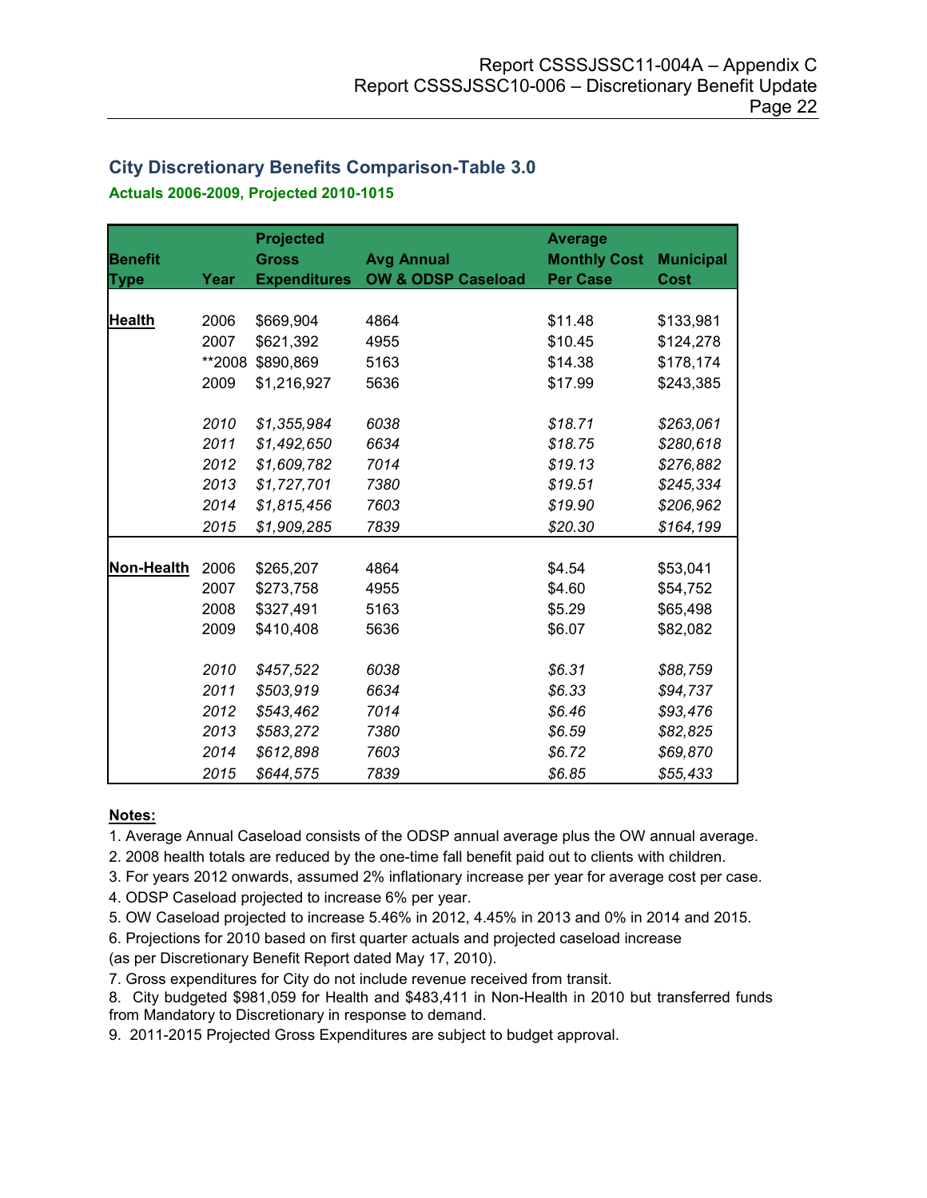## City Discretionary Benefits Comparison-Table 3.0

**Actuals 2006-2009, Projected 2010-1015**

| Benefit Type | Year | Projected Gross Expenditures | Avg Annual OW & ODSP Caseload | Average Monthly Cost Per Case | Municipal Cost |
|---|---|---|---|---|---|
| **Health** | 2006 | $669,904 | 4864 | $11.48 | $133,981 |
| | 2007 | $621,392 | 4955 | $10.45 | $124,278 |
| | **2008 | $890,869 | 5163 | $14.38 | $178,174 |
| | 2009 | $1,216,927 | 5636 | $17.99 | $243,385 |
| | *2010* | *$1,355,984* | *6038* | *$18.71* | *$263,061* |
| | *2011* | *$1,492,650* | *6634* | *$18.75* | *$280,618* |
| | *2012* | *$1,609,782* | *7014* | *$19.13* | *$276,882* |
| | *2013* | *$1,727,701* | *7380* | *$19.51* | *$245,334* |
| | *2014* | *$1,815,456* | *7603* | *$19.90* | *$206,962* |
| | *2015* | *$1,909,285* | *7839* | *$20.30* | *$164,199* |
| **Non-Health** | 2006 | $265,207 | 4864 | $4.54 | $53,041 |
| | 2007 | $273,758 | 4955 | $4.60 | $54,752 |
| | 2008 | $327,491 | 5163 | $5.29 | $65,498 |
| | 2009 | $410,408 | 5636 | $6.07 | $82,082 |
| | *2010* | *$457,522* | *6038* | *$6.31* | *$88,759* |
| | *2011* | *$503,919* | *6634* | *$6.33* | *$94,737* |
| | *2012* | *$543,462* | *7014* | *$6.46* | *$93,476* |
| | *2013* | *$583,272* | *7380* | *$6.59* | *$82,825* |
| | *2014* | *$612,898* | *7603* | *$6.72* | *$69,870* |
| | *2015* | *$644,575* | *7839* | *$6.85* | *$55,433* |

**Notes:**

1. Average Annual Caseload consists of the ODSP annual average plus the OW annual average.
2. 2008 health totals are reduced by the one-time fall benefit paid out to clients with children.
3. For years 2012 onwards, assumed 2% inflationary increase per year for average cost per case.
4. ODSP Caseload projected to increase 6% per year.
5. OW Caseload projected to increase 5.46% in 2012, 4.45% in 2013 and 0% in 2014 and 2015.
6. Projections for 2010 based on first quarter actuals and projected caseload increase (as per Discretionary Benefit Report dated May 17, 2010).
7. Gross expenditures for City do not include revenue received from transit.
8. City budgeted $981,059 for Health and $483,411 in Non-Health in 2010 but transferred funds from Mandatory to Discretionary in response to demand.
9. 2011-2015 Projected Gross Expenditures are subject to budget approval.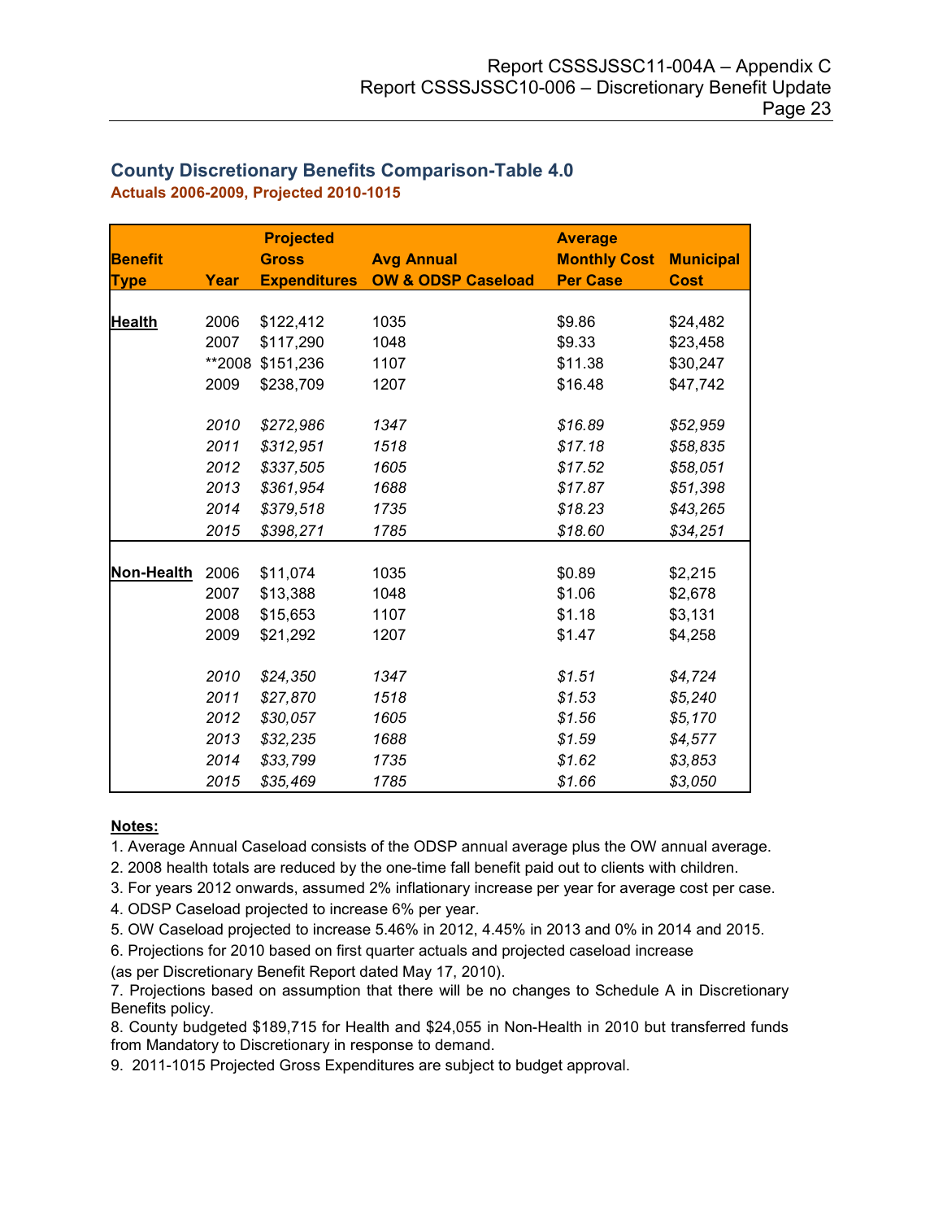## County Discretionary Benefits Comparison-Table 4.0

**Actuals 2006-2009, Projected 2010-1015**

| Benefit Type | Year | Projected Gross Expenditures | Avg Annual OW & ODSP Caseload | Average Monthly Cost Per Case | Municipal Cost |
|---|---|---|---|---|---|
| **Health** | 2006 | $122,412 | 1035 | $9.86 | $24,482 |
| | 2007 | $117,290 | 1048 | $9.33 | $23,458 |
| | **2008 | $151,236 | 1107 | $11.38 | $30,247 |
| | 2009 | $238,709 | 1207 | $16.48 | $47,742 |
| | *2010* | *$272,986* | *1347* | *$16.89* | *$52,959* |
| | *2011* | *$312,951* | *1518* | *$17.18* | *$58,835* |
| | *2012* | *$337,505* | *1605* | *$17.52* | *$58,051* |
| | *2013* | *$361,954* | *1688* | *$17.87* | *$51,398* |
| | *2014* | *$379,518* | *1735* | *$18.23* | *$43,265* |
| | *2015* | *$398,271* | *1785* | *$18.60* | *$34,251* |
| **Non-Health** | 2006 | $11,074 | 1035 | $0.89 | $2,215 |
| | 2007 | $13,388 | 1048 | $1.06 | $2,678 |
| | 2008 | $15,653 | 1107 | $1.18 | $3,131 |
| | 2009 | $21,292 | 1207 | $1.47 | $4,258 |
| | *2010* | *$24,350* | *1347* | *$1.51* | *$4,724* |
| | *2011* | *$27,870* | *1518* | *$1.53* | *$5,240* |
| | *2012* | *$30,057* | *1605* | *$1.56* | *$5,170* |
| | *2013* | *$32,235* | *1688* | *$1.59* | *$4,577* |
| | *2014* | *$33,799* | *1735* | *$1.62* | *$3,853* |
| | *2015* | *$35,469* | *1785* | *$1.66* | *$3,050* |

**Notes:**

1. Average Annual Caseload consists of the ODSP annual average plus the OW annual average.
2. 2008 health totals are reduced by the one-time fall benefit paid out to clients with children.
3. For years 2012 onwards, assumed 2% inflationary increase per year for average cost per case.
4. ODSP Caseload projected to increase 6% per year.
5. OW Caseload projected to increase 5.46% in 2012, 4.45% in 2013 and 0% in 2014 and 2015.
6. Projections for 2010 based on first quarter actuals and projected caseload increase (as per Discretionary Benefit Report dated May 17, 2010).
7. Projections based on assumption that there will be no changes to Schedule A in Discretionary Benefits policy.
8. County budgeted $189,715 for Health and $24,055 in Non-Health in 2010 but transferred funds from Mandatory to Discretionary in response to demand.
9. 2011-1015 Projected Gross Expenditures are subject to budget approval.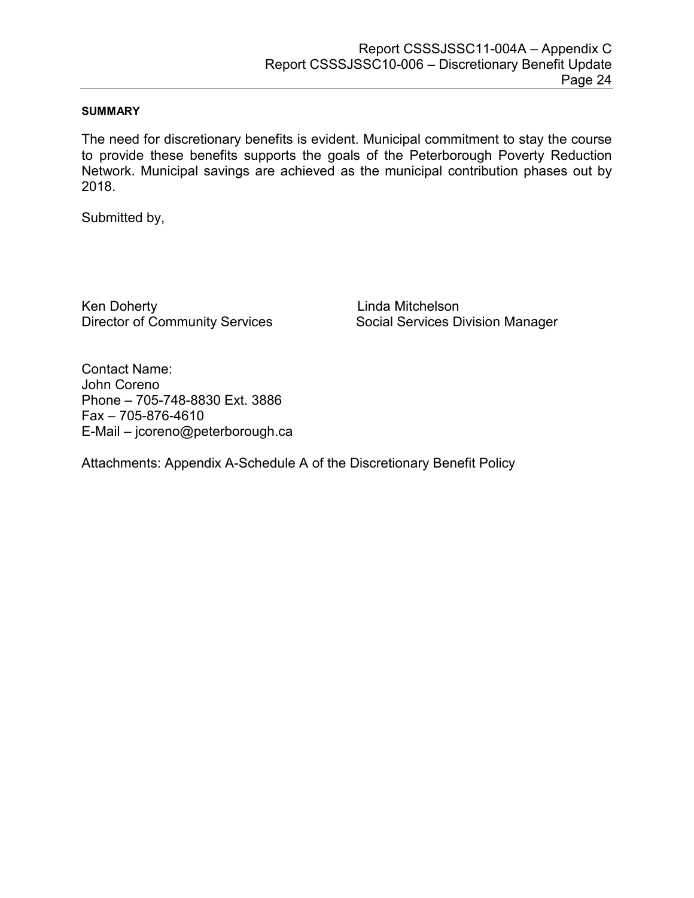### SUMMARY

The need for discretionary benefits is evident. Municipal commitment to stay the course to provide these benefits supports the goals of the Peterborough Poverty Reduction Network. Municipal savings are achieved as the municipal contribution phases out by 2018.

Submitted by,

Ken Doherty
Director of Community Services

Linda Mitchelson
Social Services Division Manager

Contact Name:
John Coreno
Phone – 705-748-8830 Ext. 3886
Fax – 705-876-4610
E-Mail – jcoreno@peterborough.ca

Attachments: Appendix A-Schedule A of the Discretionary Benefit Policy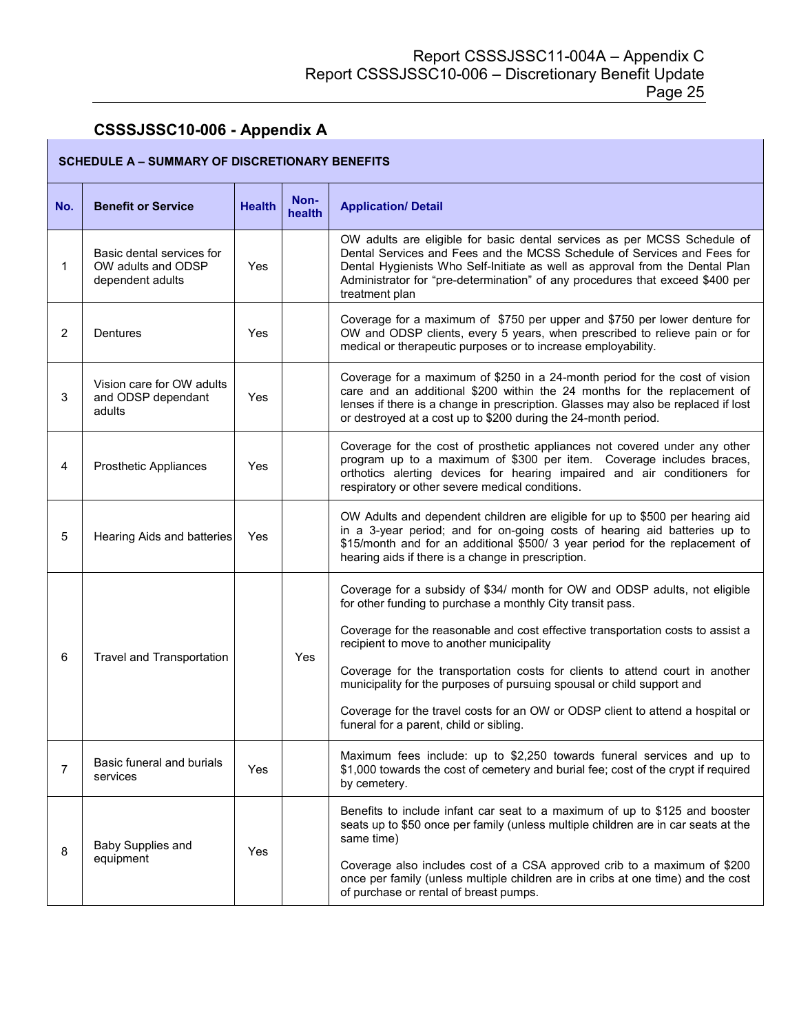## CSSSJSSC10-006 - Appendix A

| SCHEDULE A – SUMMARY OF DISCRETIONARY BENEFITS | | | | |
|---|---|---|---|---|
| **No.** | **Benefit or Service** | **Health** | **Non-health** | **Application/ Detail** |
| 1 | Basic dental services for OW adults and ODSP dependent adults | Yes | | OW adults are eligible for basic dental services as per MCSS Schedule of Dental Services and Fees and the MCSS Schedule of Services and Fees for Dental Hygienists Who Self-Initiate as well as approval from the Dental Plan Administrator for "pre-determination" of any procedures that exceed $400 per treatment plan |
| 2 | Dentures | Yes | | Coverage for a maximum of $750 per upper and $750 per lower denture for OW and ODSP clients, every 5 years, when prescribed to relieve pain or for medical or therapeutic purposes or to increase employability. |
| 3 | Vision care for OW adults and ODSP dependant adults | Yes | | Coverage for a maximum of $250 in a 24-month period for the cost of vision care and an additional $200 within the 24 months for the replacement of lenses if there is a change in prescription. Glasses may also be replaced if lost or destroyed at a cost up to $200 during the 24-month period. |
| 4 | Prosthetic Appliances | Yes | | Coverage for the cost of prosthetic appliances not covered under any other program up to a maximum of $300 per item. Coverage includes braces, orthotics alerting devices for hearing impaired and air conditioners for respiratory or other severe medical conditions. |
| 5 | Hearing Aids and batteries | Yes | | OW Adults and dependent children are eligible for up to $500 per hearing aid in a 3-year period; and for on-going costs of hearing aid batteries up to $15/month and for an additional $500/ 3 year period for the replacement of hearing aids if there is a change in prescription. |
| 6 | Travel and Transportation | | Yes | Coverage for a subsidy of $34/ month for OW and ODSP adults, not eligible for other funding to purchase a monthly City transit pass.<br><br>Coverage for the reasonable and cost effective transportation costs to assist a recipient to move to another municipality<br><br>Coverage for the transportation costs for clients to attend court in another municipality for the purposes of pursuing spousal or child support and<br><br>Coverage for the travel costs for an OW or ODSP client to attend a hospital or funeral for a parent, child or sibling. |
| 7 | Basic funeral and burials services | Yes | | Maximum fees include: up to $2,250 towards funeral services and up to $1,000 towards the cost of cemetery and burial fee; cost of the crypt if required by cemetery. |
| 8 | Baby Supplies and equipment | Yes | | Benefits to include infant car seat to a maximum of up to $125 and booster seats up to $50 once per family (unless multiple children are in car seats at the same time)<br><br>Coverage also includes cost of a CSA approved crib to a maximum of $200 once per family (unless multiple children are in cribs at one time) and the cost of purchase or rental of breast pumps. |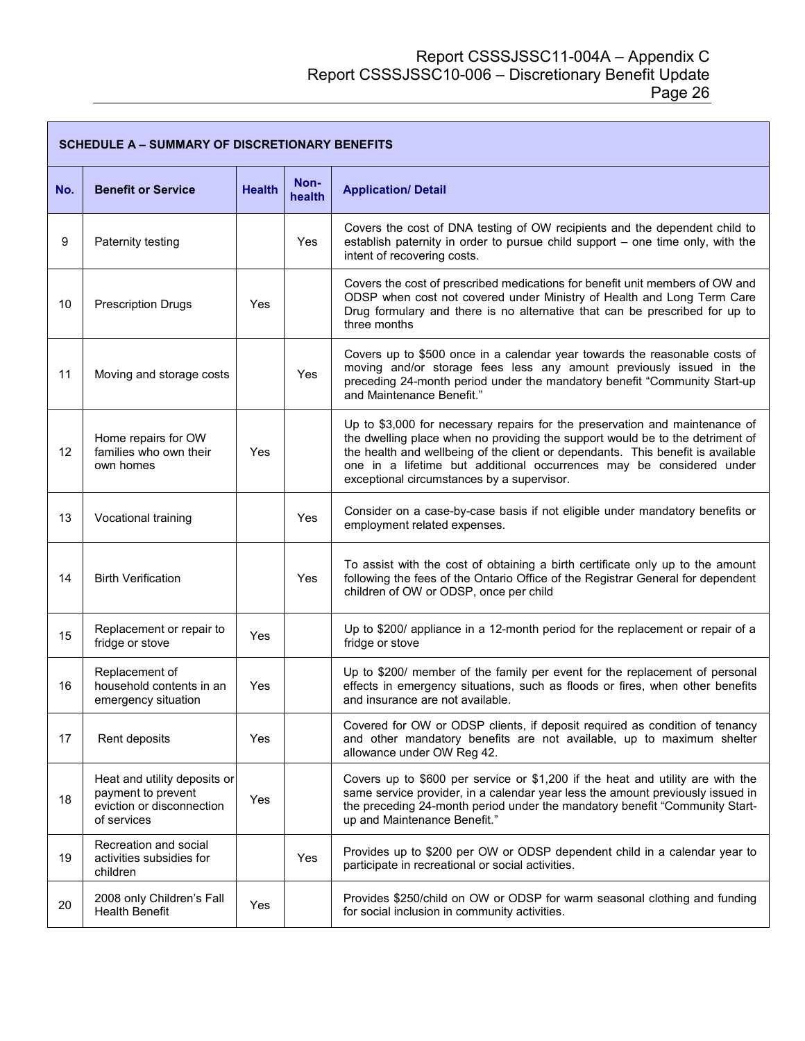| SCHEDULE A – SUMMARY OF DISCRETIONARY BENEFITS | | | | |
|---|---|---|---|---|
| **No.** | **Benefit or Service** | **Health** | **Non-health** | **Application/ Detail** |
| 9 | Paternity testing | | Yes | Covers the cost of DNA testing of OW recipients and the dependent child to establish paternity in order to pursue child support – one time only, with the intent of recovering costs. |
| 10 | Prescription Drugs | Yes | | Covers the cost of prescribed medications for benefit unit members of OW and ODSP when cost not covered under Ministry of Health and Long Term Care Drug formulary and there is no alternative that can be prescribed for up to three months |
| 11 | Moving and storage costs | | Yes | Covers up to $500 once in a calendar year towards the reasonable costs of moving and/or storage fees less any amount previously issued in the preceding 24-month period under the mandatory benefit "Community Start-up and Maintenance Benefit." |
| 12 | Home repairs for OW families who own their own homes | Yes | | Up to $3,000 for necessary repairs for the preservation and maintenance of the dwelling place when no providing the support would be to the detriment of the health and wellbeing of the client or dependants. This benefit is available one in a lifetime but additional occurrences may be considered under exceptional circumstances by a supervisor. |
| 13 | Vocational training | | Yes | Consider on a case-by-case basis if not eligible under mandatory benefits or employment related expenses. |
| 14 | Birth Verification | | Yes | To assist with the cost of obtaining a birth certificate only up to the amount following the fees of the Ontario Office of the Registrar General for dependent children of OW or ODSP, once per child |
| 15 | Replacement or repair to fridge or stove | Yes | | Up to $200/ appliance in a 12-month period for the replacement or repair of a fridge or stove |
| 16 | Replacement of household contents in an emergency situation | Yes | | Up to $200/ member of the family per event for the replacement of personal effects in emergency situations, such as floods or fires, when other benefits and insurance are not available. |
| 17 | Rent deposits | Yes | | Covered for OW or ODSP clients, if deposit required as condition of tenancy and other mandatory benefits are not available, up to maximum shelter allowance under OW Reg 42. |
| 18 | Heat and utility deposits or payment to prevent eviction or disconnection of services | Yes | | Covers up to $600 per service or $1,200 if the heat and utility are with the same service provider, in a calendar year less the amount previously issued in the preceding 24-month period under the mandatory benefit "Community Start-up and Maintenance Benefit." |
| 19 | Recreation and social activities subsidies for children | | Yes | Provides up to $200 per OW or ODSP dependent child in a calendar year to participate in recreational or social activities. |
| 20 | 2008 only Children's Fall Health Benefit | Yes | | Provides $250/child on OW or ODSP for warm seasonal clothing and funding for social inclusion in community activities. |